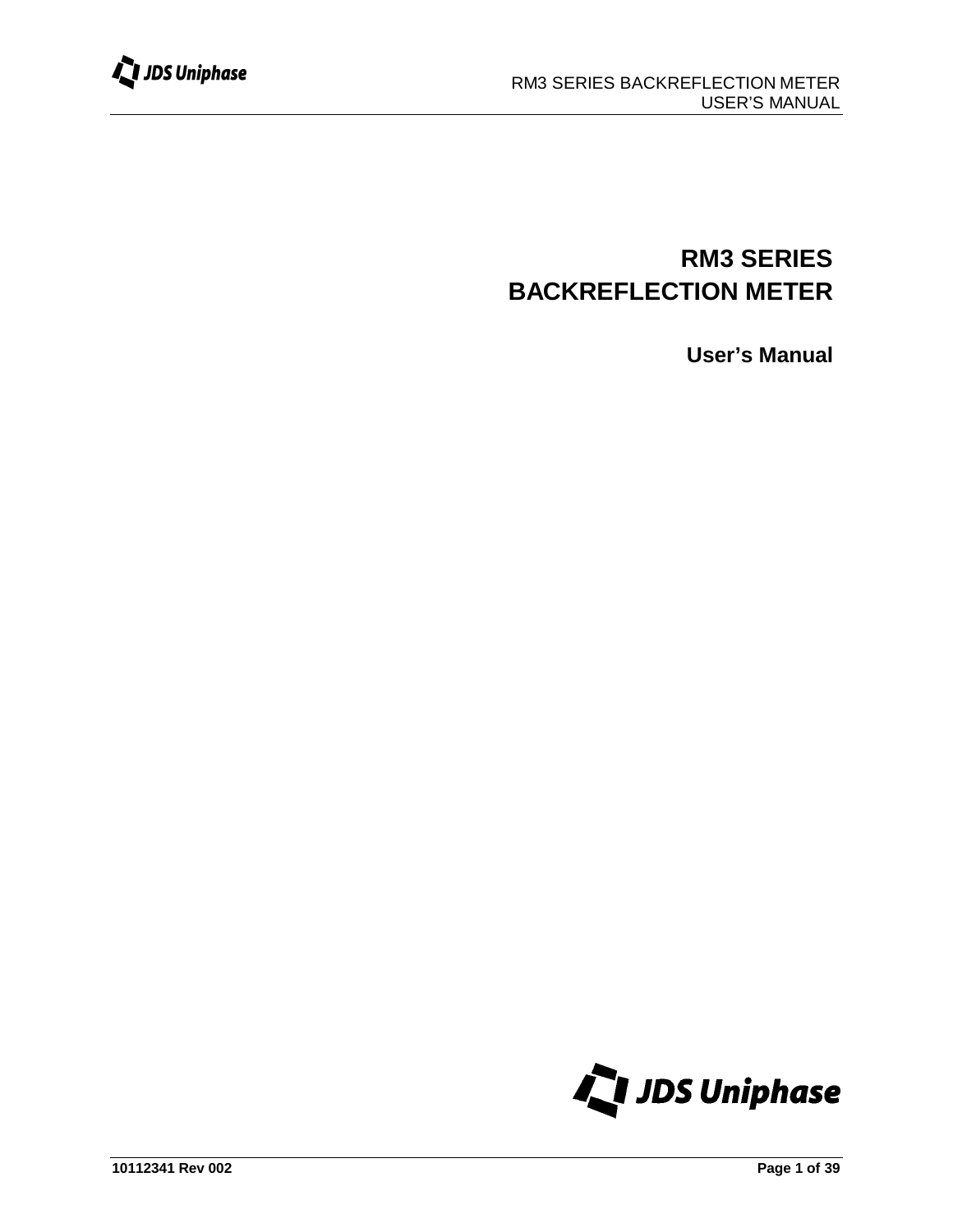# RM3 SERIES BACKREFLECTION METER

## User's Manual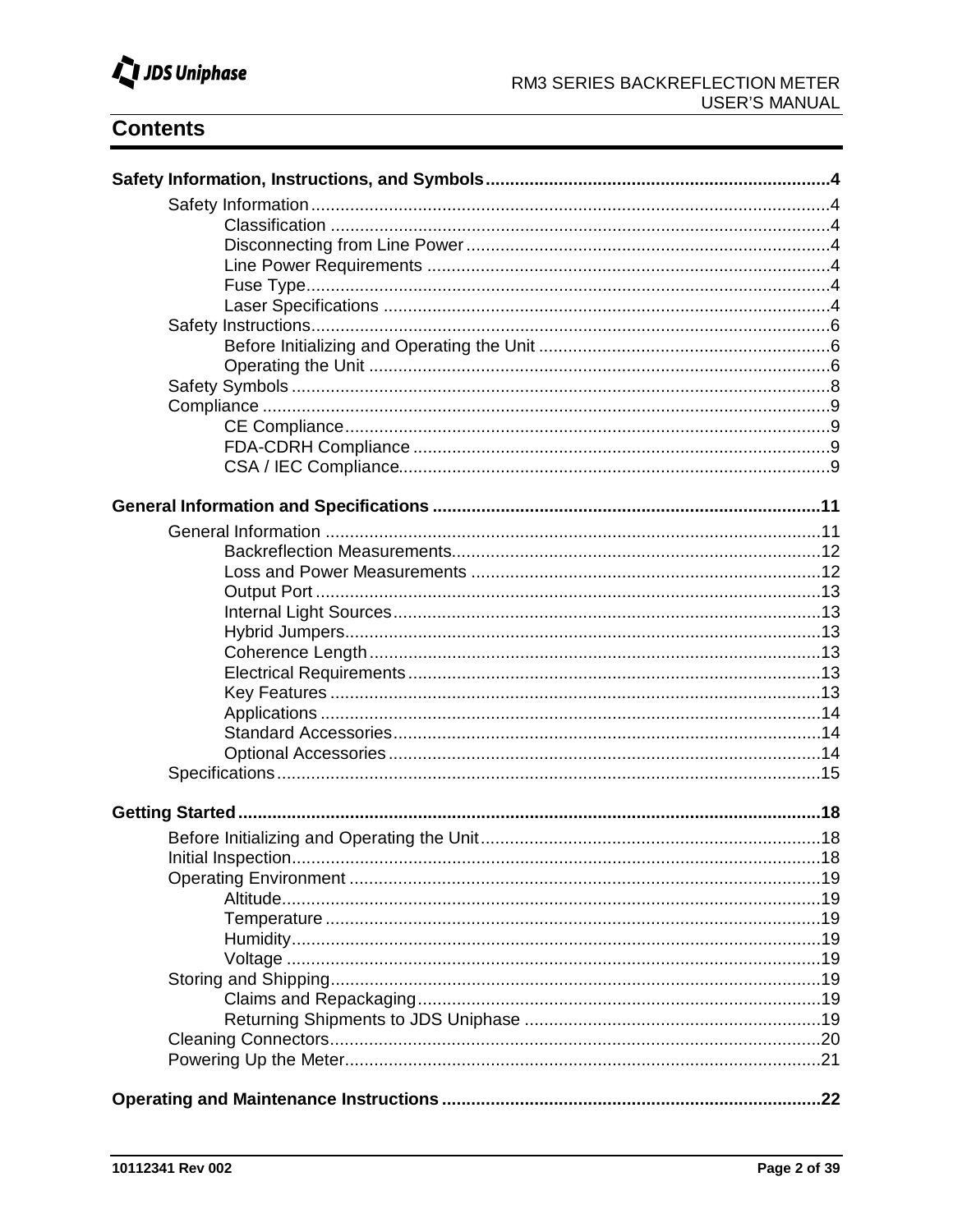# Contents

**Safety Information, Instructions, and Symbols....................................................................4**

- Safety Information.........................................................................................................4
    - Classification ....................................................................................................4
    - Disconnecting from Line Power ........................................................................4
    - Line Power Requirements ................................................................................4
    - Fuse Type.........................................................................................................4
    - Laser Specifications .........................................................................................4
- Safety Instructions.........................................................................................................6
    - Before Initializing and Operating the Unit .........................................................6
    - Operating the Unit ............................................................................................6
- Safety Symbols .............................................................................................................8
- Compliance ...................................................................................................................9
    - CE Compliance.................................................................................................9
    - FDA-CDRH Compliance ...................................................................................9
    - CSA / IEC Compliance......................................................................................9

**General Information and Specifications ............................................................................11**

- General Information ....................................................................................................11
    - Backreflection Measurements..........................................................................12
    - Loss and Power Measurements ......................................................................12
    - Output Port ......................................................................................................13
    - Internal Light Sources......................................................................................13
    - Hybrid Jumpers................................................................................................13
    - Coherence Length...........................................................................................13
    - Electrical Requirements...................................................................................13
    - Key Features ...................................................................................................13
    - Applications .....................................................................................................14
    - Standard Accessories......................................................................................14
    - Optional Accessories.......................................................................................14
- Specifications...............................................................................................................15

**Getting Started.....................................................................................................................18**

- Before Initializing and Operating the Unit....................................................................18
- Initial Inspection...........................................................................................................18
- Operating Environment ...............................................................................................19
    - Altitude.............................................................................................................19
    - Temperature ....................................................................................................19
    - Humidity...........................................................................................................19
    - Voltage ............................................................................................................19
- Storing and Shipping...................................................................................................19
    - Claims and Repackaging.................................................................................19
    - Returning Shipments to JDS Uniphase ...........................................................19
- Cleaning Connectors...................................................................................................20
- Powering Up the Meter................................................................................................21

**Operating and Maintenance Instructions ...........................................................................22**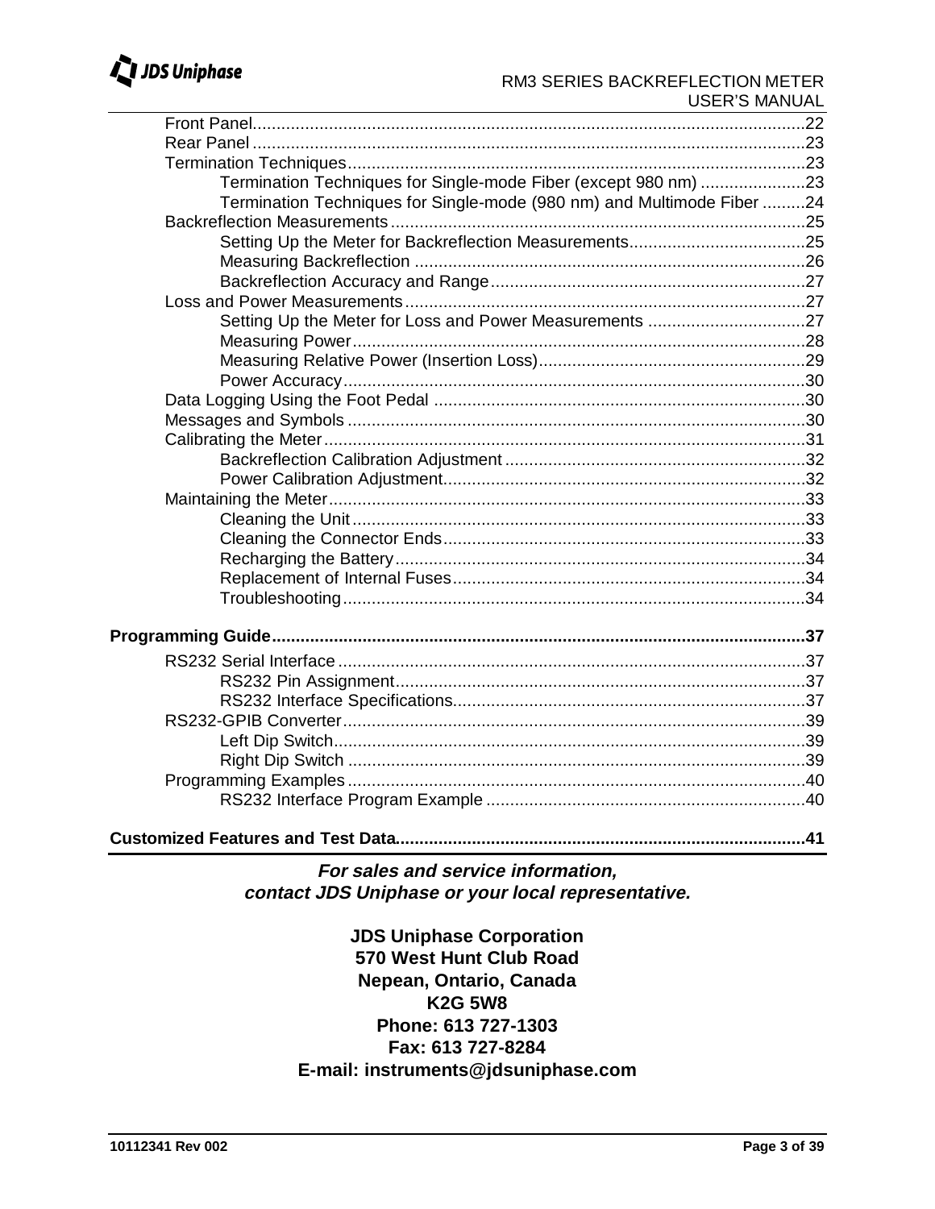Front Panel....................................................................................................................22
Rear Panel ....................................................................................................................23
Termination Techniques................................................................................................23
    Termination Techniques for Single-mode Fiber (except 980 nm) ......................23
    Termination Techniques for Single-mode (980 nm) and Multimode Fiber .........24
Backreflection Measurements .......................................................................................25
    Setting Up the Meter for Backreflection Measurements.....................................25
    Measuring Backreflection ..................................................................................26
    Backreflection Accuracy and Range..................................................................27
Loss and Power Measurements ....................................................................................27
    Setting Up the Meter for Loss and Power Measurements .................................27
    Measuring Power...............................................................................................28
    Measuring Relative Power (Insertion Loss)........................................................29
    Power Accuracy.................................................................................................30
Data Logging Using the Foot Pedal ..............................................................................30
Messages and Symbols ................................................................................................30
Calibrating the Meter.....................................................................................................31
    Backreflection Calibration Adjustment ...............................................................32
    Power Calibration Adjustment............................................................................32
Maintaining the Meter....................................................................................................33
    Cleaning the Unit...............................................................................................33
    Cleaning the Connector Ends............................................................................33
    Recharging the Battery......................................................................................34
    Replacement of Internal Fuses..........................................................................34
    Troubleshooting.................................................................................................34

**Programming Guide.................................................................................................37**

RS232 Serial Interface ..................................................................................................37
    RS232 Pin Assignment......................................................................................37
    RS232 Interface Specifications..........................................................................37
RS232-GPIB Converter.................................................................................................39
    Left Dip Switch...................................................................................................39
    Right Dip Switch ................................................................................................39
Programming Examples ................................................................................................40
    RS232 Interface Program Example ...................................................................40

**Customized Features and Test Data......................................................................41**

***For sales and service information,***
***contact JDS Uniphase or your local representative.***

**JDS Uniphase Corporation**
**570 West Hunt Club Road**
**Nepean, Ontario, Canada**
**K2G 5W8**
**Phone: 613 727-1303**
**Fax: 613 727-8284**
**E-mail: instruments@jdsuniphase.com**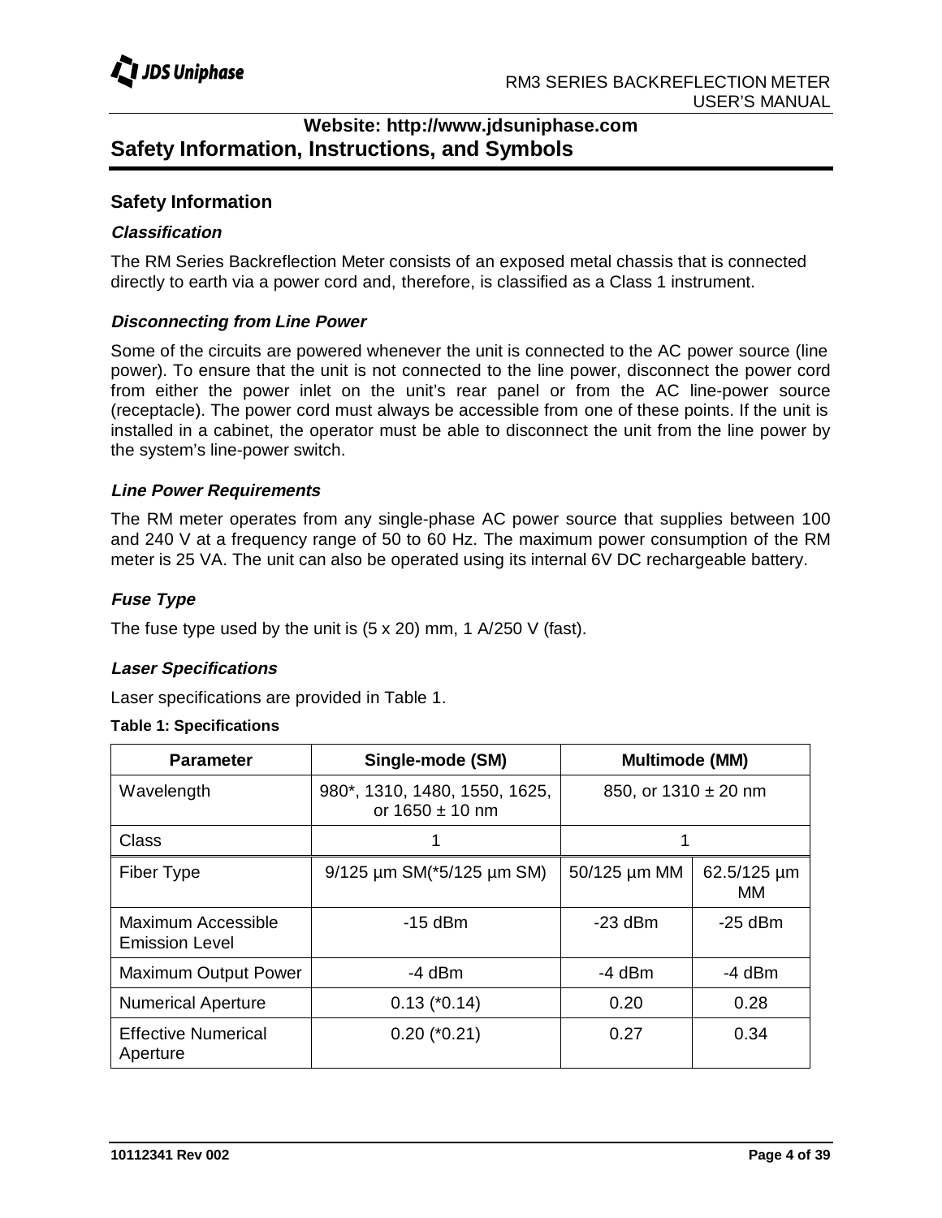**Website: http://www.jdsuniphase.com**

# Safety Information, Instructions, and Symbols

## Safety Information

### *Classification*

The RM Series Backreflection Meter consists of an exposed metal chassis that is connected directly to earth via a power cord and, therefore, is classified as a Class 1 instrument.

### *Disconnecting from Line Power*

Some of the circuits are powered whenever the unit is connected to the AC power source (line power). To ensure that the unit is not connected to the line power, disconnect the power cord from either the power inlet on the unit's rear panel or from the AC line-power source (receptacle). The power cord must always be accessible from one of these points. If the unit is installed in a cabinet, the operator must be able to disconnect the unit from the line power by the system's line-power switch.

### *Line Power Requirements*

The RM meter operates from any single-phase AC power source that supplies between 100 and 240 V at a frequency range of 50 to 60 Hz. The maximum power consumption of the RM meter is 25 VA. The unit can also be operated using its internal 6V DC rechargeable battery.

### *Fuse Type*

The fuse type used by the unit is (5 x 20) mm, 1 A/250 V (fast).

### *Laser Specifications*

Laser specifications are provided in Table 1.

**Table 1: Specifications**

| Parameter | Single-mode (SM) | Multimode (MM) | |
|---|---|---|---|
| Wavelength | 980*, 1310, 1480, 1550, 1625, or 1650 ± 10 nm | 850, or 1310 ± 20 nm | |
| Class | 1 | 1 | |
| Fiber Type | 9/125 µm SM(*5/125 µm SM) | 50/125 µm MM | 62.5/125 µm MM |
| Maximum Accessible Emission Level | -15 dBm | -23 dBm | -25 dBm |
| Maximum Output Power | -4 dBm | -4 dBm | -4 dBm |
| Numerical Aperture | 0.13 (*0.14) | 0.20 | 0.28 |
| Effective Numerical Aperture | 0.20 (*0.21) | 0.27 | 0.34 |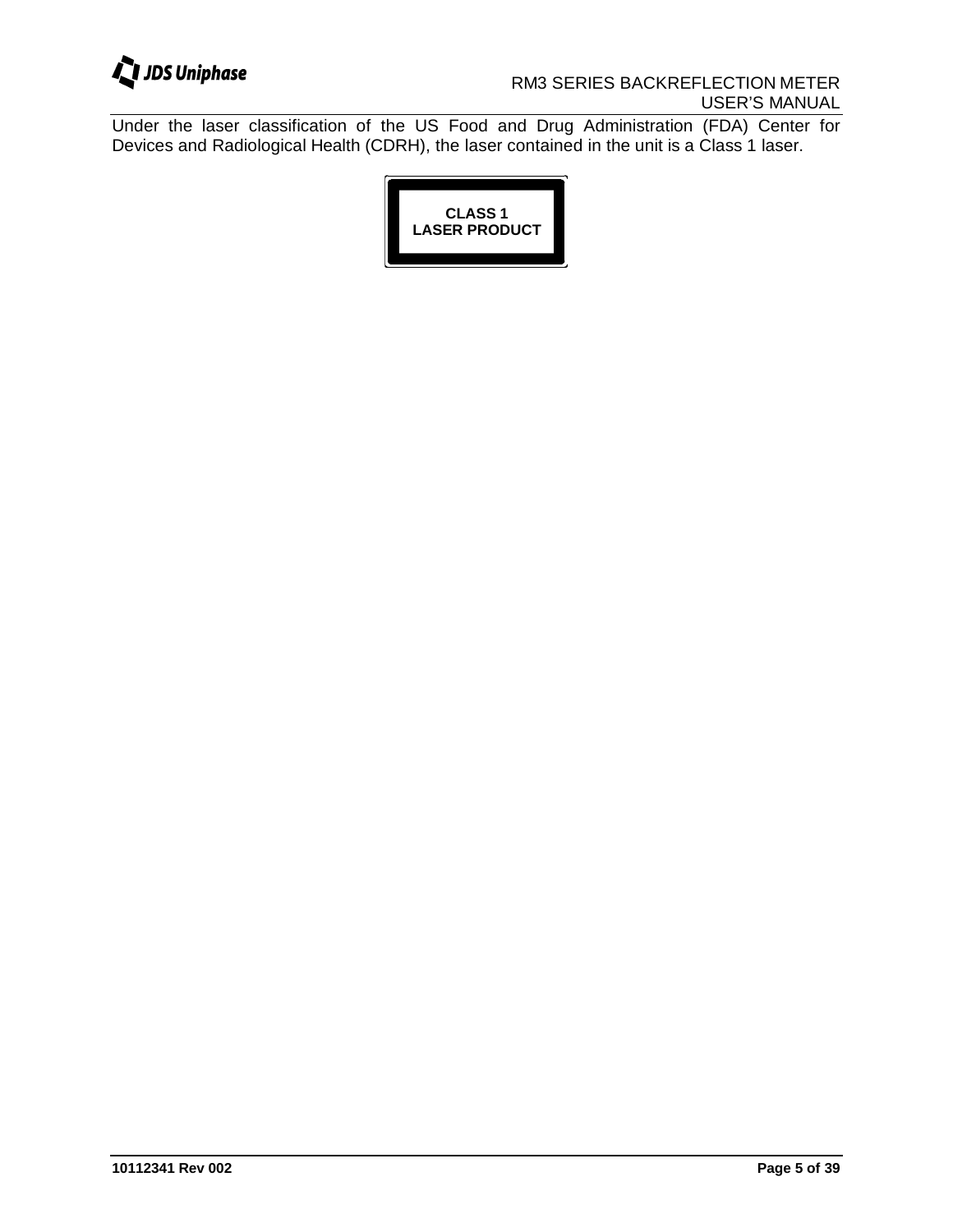Under the laser classification of the US Food and Drug Administration (FDA) Center for Devices and Radiological Health (CDRH), the laser contained in the unit is a Class 1 laser.

**CLASS 1**
**LASER PRODUCT**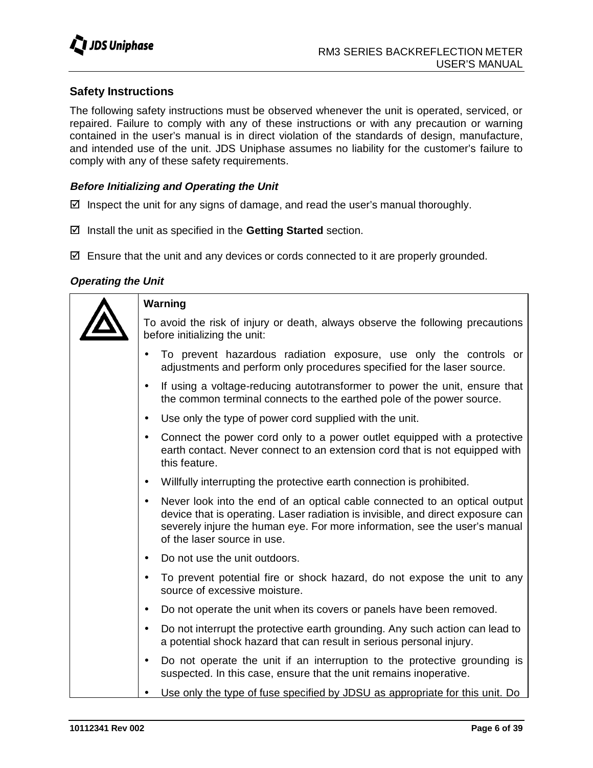## Safety Instructions

The following safety instructions must be observed whenever the unit is operated, serviced, or repaired. Failure to comply with any of these instructions or with any precaution or warning contained in the user's manual is in direct violation of the standards of design, manufacture, and intended use of the unit. JDS Uniphase assumes no liability for the customer's failure to comply with any of these safety requirements.

### *Before Initializing and Operating the Unit*

- ☑ Inspect the unit for any signs of damage, and read the user's manual thoroughly.
- ☑ Install the unit as specified in the **Getting Started** section.
- ☑ Ensure that the unit and any devices or cords connected to it are properly grounded.

### *Operating the Unit*

| | |
|---|---|
| ⚠ | **Warning**<br><br>To avoid the risk of injury or death, always observe the following precautions before initializing the unit:<br><br>• To prevent hazardous radiation exposure, use only the controls or adjustments and perform only procedures specified for the laser source.<br>• If using a voltage-reducing autotransformer to power the unit, ensure that the common terminal connects to the earthed pole of the power source.<br>• Use only the type of power cord supplied with the unit.<br>• Connect the power cord only to a power outlet equipped with a protective earth contact. Never connect to an extension cord that is not equipped with this feature.<br>• Willfully interrupting the protective earth connection is prohibited.<br>• Never look into the end of an optical cable connected to an optical output device that is operating. Laser radiation is invisible, and direct exposure can severely injure the human eye. For more information, see the user's manual of the laser source in use.<br>• Do not use the unit outdoors.<br>• To prevent potential fire or shock hazard, do not expose the unit to any source of excessive moisture.<br>• Do not operate the unit when its covers or panels have been removed.<br>• Do not interrupt the protective earth grounding. Any such action can lead to a potential shock hazard that can result in serious personal injury.<br>• Do not operate the unit if an interruption to the protective grounding is suspected. In this case, ensure that the unit remains inoperative.<br>• Use only the type of fuse specified by JDSU as appropriate for this unit. Do |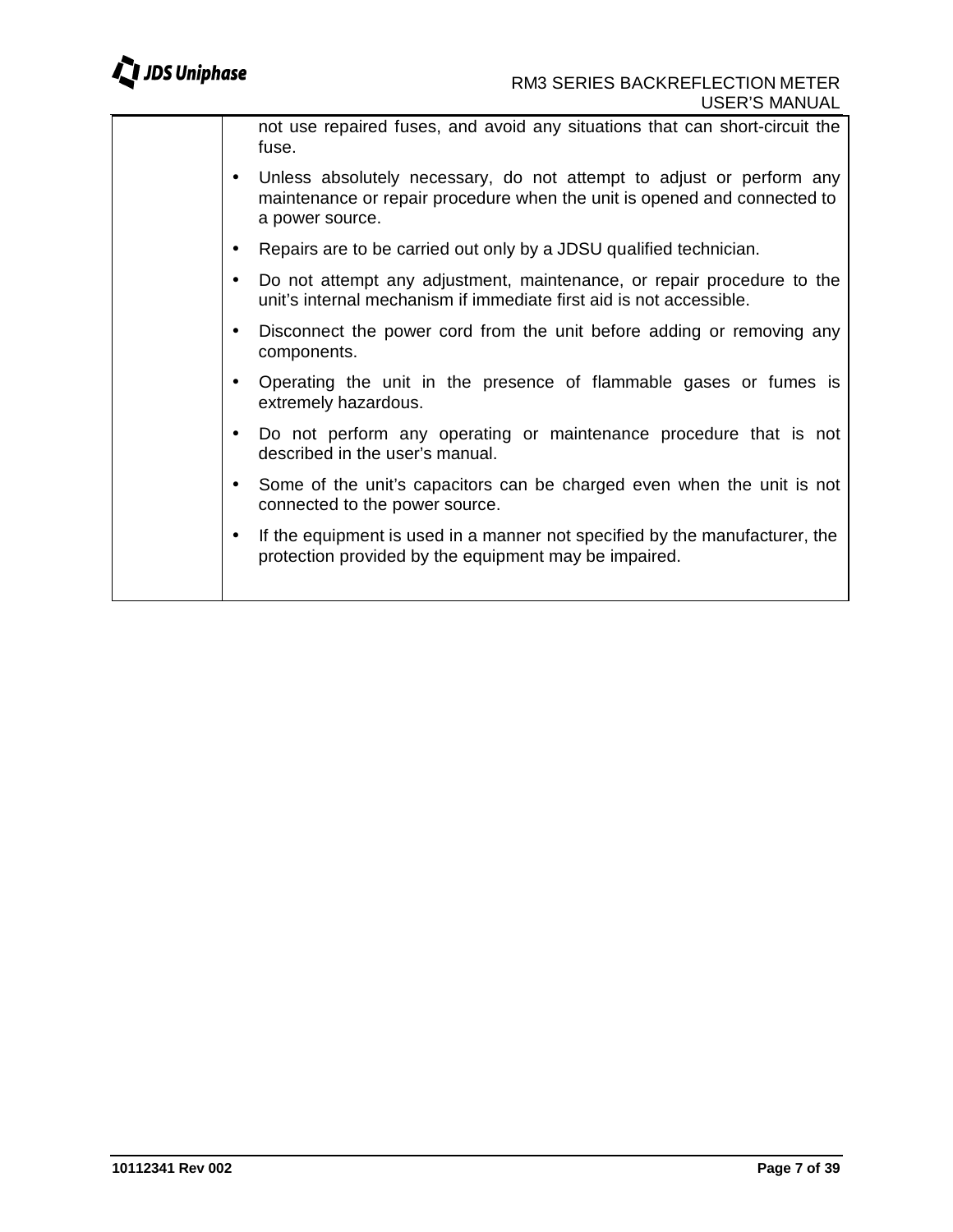|  | not use repaired fuses, and avoid any situations that can short-circuit the fuse.<br>• Unless absolutely necessary, do not attempt to adjust or perform any maintenance or repair procedure when the unit is opened and connected to a power source.<br>• Repairs are to be carried out only by a JDSU qualified technician.<br>• Do not attempt any adjustment, maintenance, or repair procedure to the unit's internal mechanism if immediate first aid is not accessible.<br>• Disconnect the power cord from the unit before adding or removing any components.<br>• Operating the unit in the presence of flammable gases or fumes is extremely hazardous.<br>• Do not perform any operating or maintenance procedure that is not described in the user's manual.<br>• Some of the unit's capacitors can be charged even when the unit is not connected to the power source.<br>• If the equipment is used in a manner not specified by the manufacturer, the protection provided by the equipment may be impaired. |
|---|---|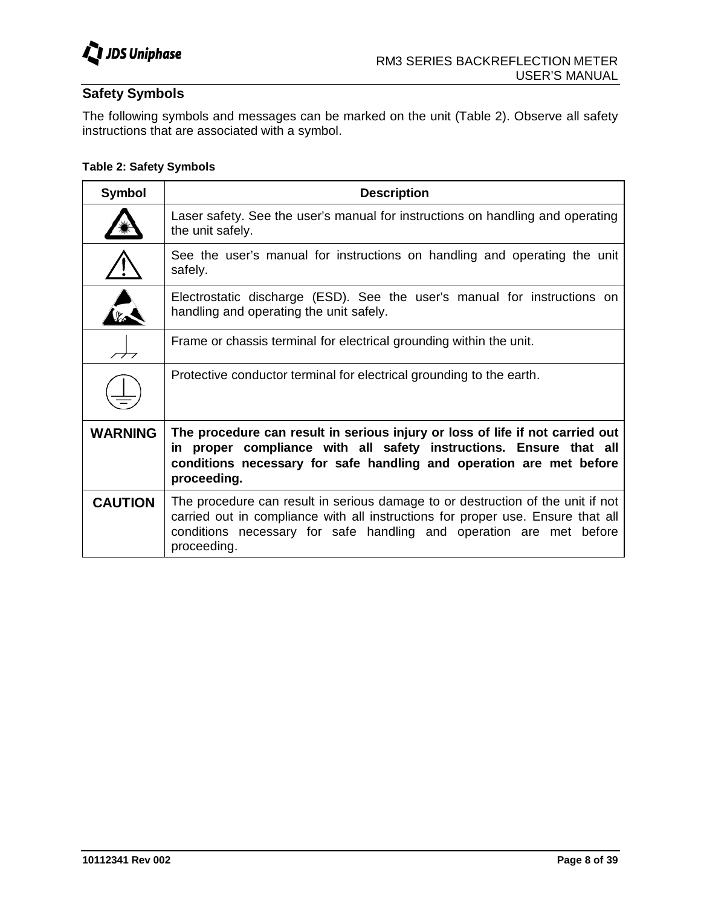## Safety Symbols

The following symbols and messages can be marked on the unit (Table 2). Observe all safety instructions that are associated with a symbol.

**Table 2: Safety Symbols**

| Symbol | Description |
|---|---|
| | Laser safety. See the user's manual for instructions on handling and operating the unit safely. |
| | See the user's manual for instructions on handling and operating the unit safely. |
| | Electrostatic discharge (ESD). See the user's manual for instructions on handling and operating the unit safely. |
| | Frame or chassis terminal for electrical grounding within the unit. |
| | Protective conductor terminal for electrical grounding to the earth. |
| **WARNING** | **The procedure can result in serious injury or loss of life if not carried out in proper compliance with all safety instructions. Ensure that all conditions necessary for safe handling and operation are met before proceeding.** |
| **CAUTION** | The procedure can result in serious damage to or destruction of the unit if not carried out in compliance with all instructions for proper use. Ensure that all conditions necessary for safe handling and operation are met before proceeding. |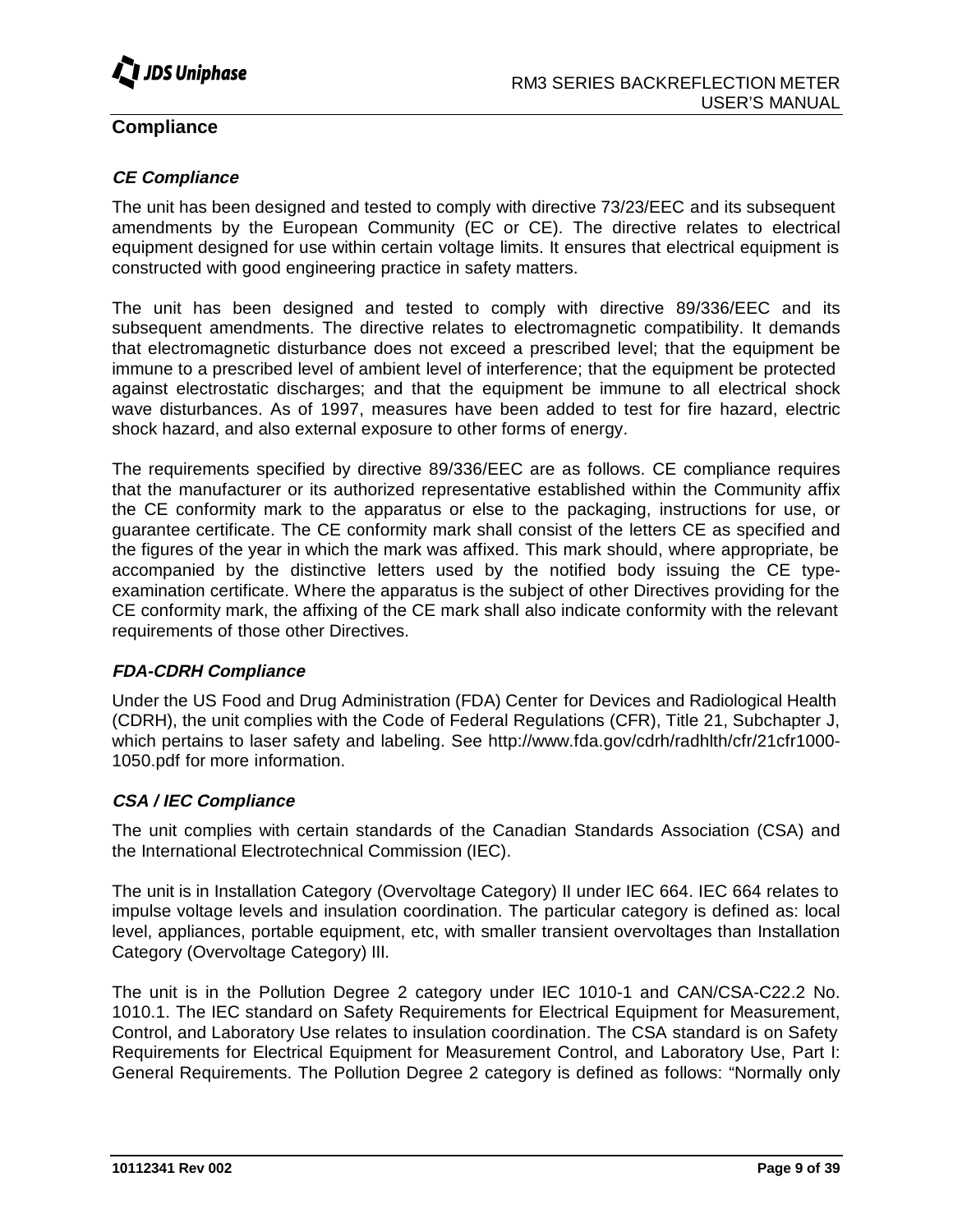## Compliance

### *CE Compliance*

The unit has been designed and tested to comply with directive 73/23/EEC and its subsequent amendments by the European Community (EC or CE). The directive relates to electrical equipment designed for use within certain voltage limits. It ensures that electrical equipment is constructed with good engineering practice in safety matters.

The unit has been designed and tested to comply with directive 89/336/EEC and its subsequent amendments. The directive relates to electromagnetic compatibility. It demands that electromagnetic disturbance does not exceed a prescribed level; that the equipment be immune to a prescribed level of ambient level of interference; that the equipment be protected against electrostatic discharges; and that the equipment be immune to all electrical shock wave disturbances. As of 1997, measures have been added to test for fire hazard, electric shock hazard, and also external exposure to other forms of energy.

The requirements specified by directive 89/336/EEC are as follows. CE compliance requires that the manufacturer or its authorized representative established within the Community affix the CE conformity mark to the apparatus or else to the packaging, instructions for use, or guarantee certificate. The CE conformity mark shall consist of the letters CE as specified and the figures of the year in which the mark was affixed. This mark should, where appropriate, be accompanied by the distinctive letters used by the notified body issuing the CE type-examination certificate. Where the apparatus is the subject of other Directives providing for the CE conformity mark, the affixing of the CE mark shall also indicate conformity with the relevant requirements of those other Directives.

### *FDA-CDRH Compliance*

Under the US Food and Drug Administration (FDA) Center for Devices and Radiological Health (CDRH), the unit complies with the Code of Federal Regulations (CFR), Title 21, Subchapter J, which pertains to laser safety and labeling. See http://www.fda.gov/cdrh/radhlth/cfr/21cfr1000-1050.pdf for more information.

### *CSA / IEC Compliance*

The unit complies with certain standards of the Canadian Standards Association (CSA) and the International Electrotechnical Commission (IEC).

The unit is in Installation Category (Overvoltage Category) II under IEC 664. IEC 664 relates to impulse voltage levels and insulation coordination. The particular category is defined as: local level, appliances, portable equipment, etc, with smaller transient overvoltages than Installation Category (Overvoltage Category) III.

The unit is in the Pollution Degree 2 category under IEC 1010-1 and CAN/CSA-C22.2 No. 1010.1. The IEC standard on Safety Requirements for Electrical Equipment for Measurement, Control, and Laboratory Use relates to insulation coordination. The CSA standard is on Safety Requirements for Electrical Equipment for Measurement Control, and Laboratory Use, Part I: General Requirements. The Pollution Degree 2 category is defined as follows: “Normally only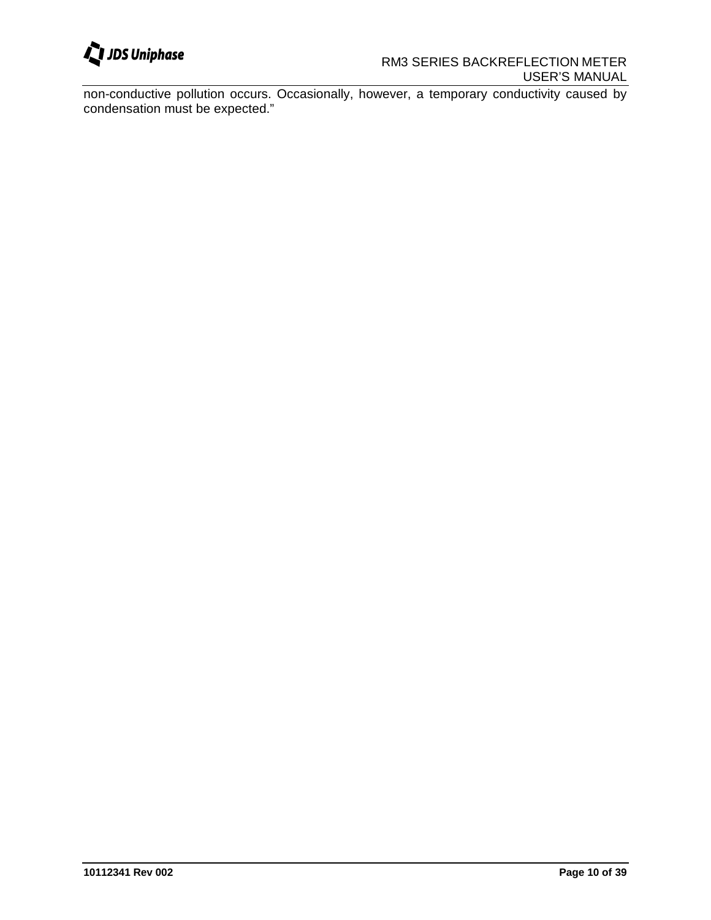non-conductive pollution occurs. Occasionally, however, a temporary conductivity caused by condensation must be expected."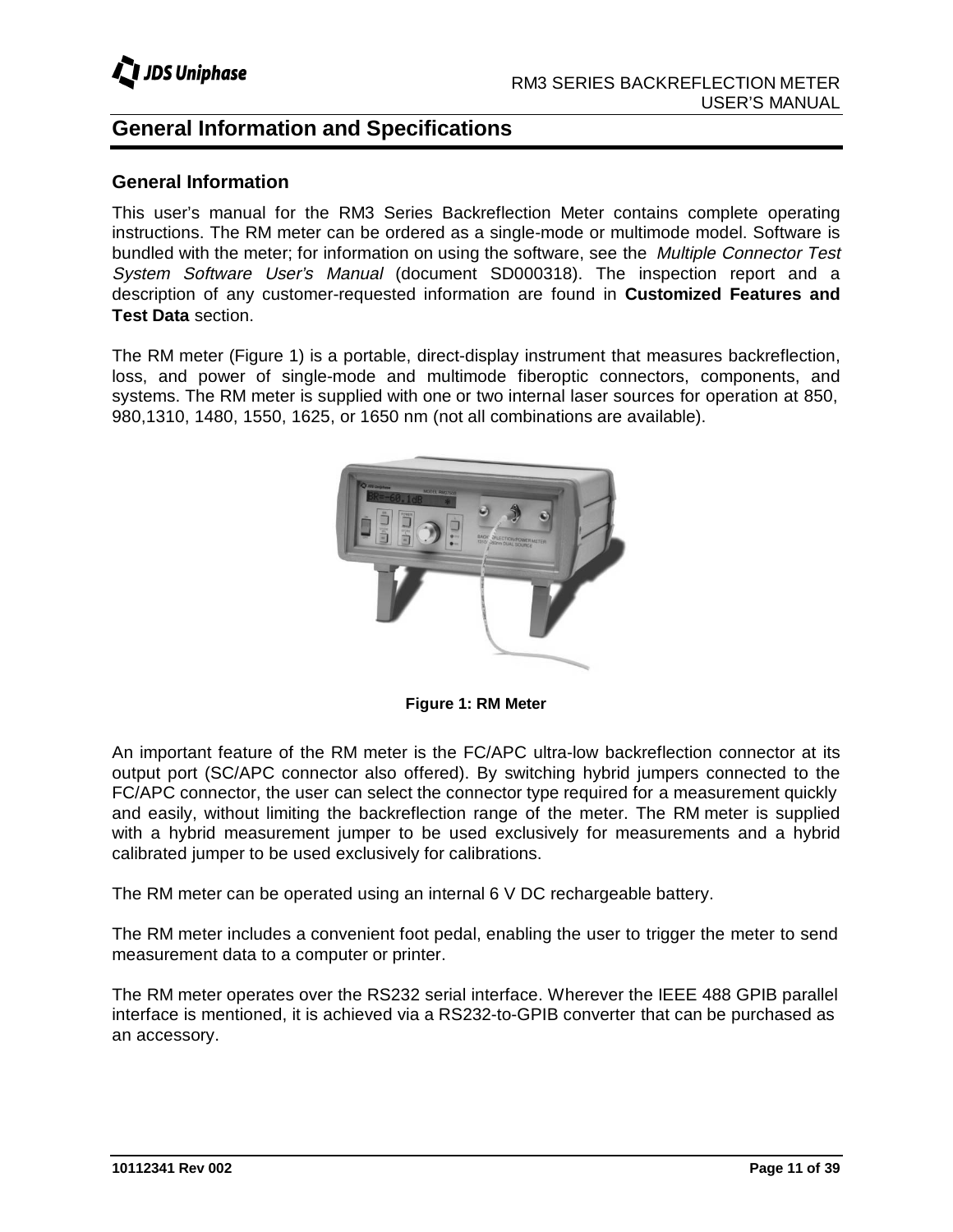# General Information and Specifications

## General Information

This user's manual for the RM3 Series Backreflection Meter contains complete operating instructions. The RM meter can be ordered as a single-mode or multimode model. Software is bundled with the meter; for information on using the software, see the *Multiple Connector Test System Software User's Manual* (document SD000318). The inspection report and a description of any customer-requested information are found in **Customized Features and Test Data** section.

The RM meter (Figure 1) is a portable, direct-display instrument that measures backreflection, loss, and power of single-mode and multimode fiberoptic connectors, components, and systems. The RM meter is supplied with one or two internal laser sources for operation at 850, 980,1310, 1480, 1550, 1625, or 1650 nm (not all combinations are available).

**Figure 1: RM Meter**

An important feature of the RM meter is the FC/APC ultra-low backreflection connector at its output port (SC/APC connector also offered). By switching hybrid jumpers connected to the FC/APC connector, the user can select the connector type required for a measurement quickly and easily, without limiting the backreflection range of the meter. The RM meter is supplied with a hybrid measurement jumper to be used exclusively for measurements and a hybrid calibrated jumper to be used exclusively for calibrations.

The RM meter can be operated using an internal 6 V DC rechargeable battery.

The RM meter includes a convenient foot pedal, enabling the user to trigger the meter to send measurement data to a computer or printer.

The RM meter operates over the RS232 serial interface. Wherever the IEEE 488 GPIB parallel interface is mentioned, it is achieved via a RS232-to-GPIB converter that can be purchased as an accessory.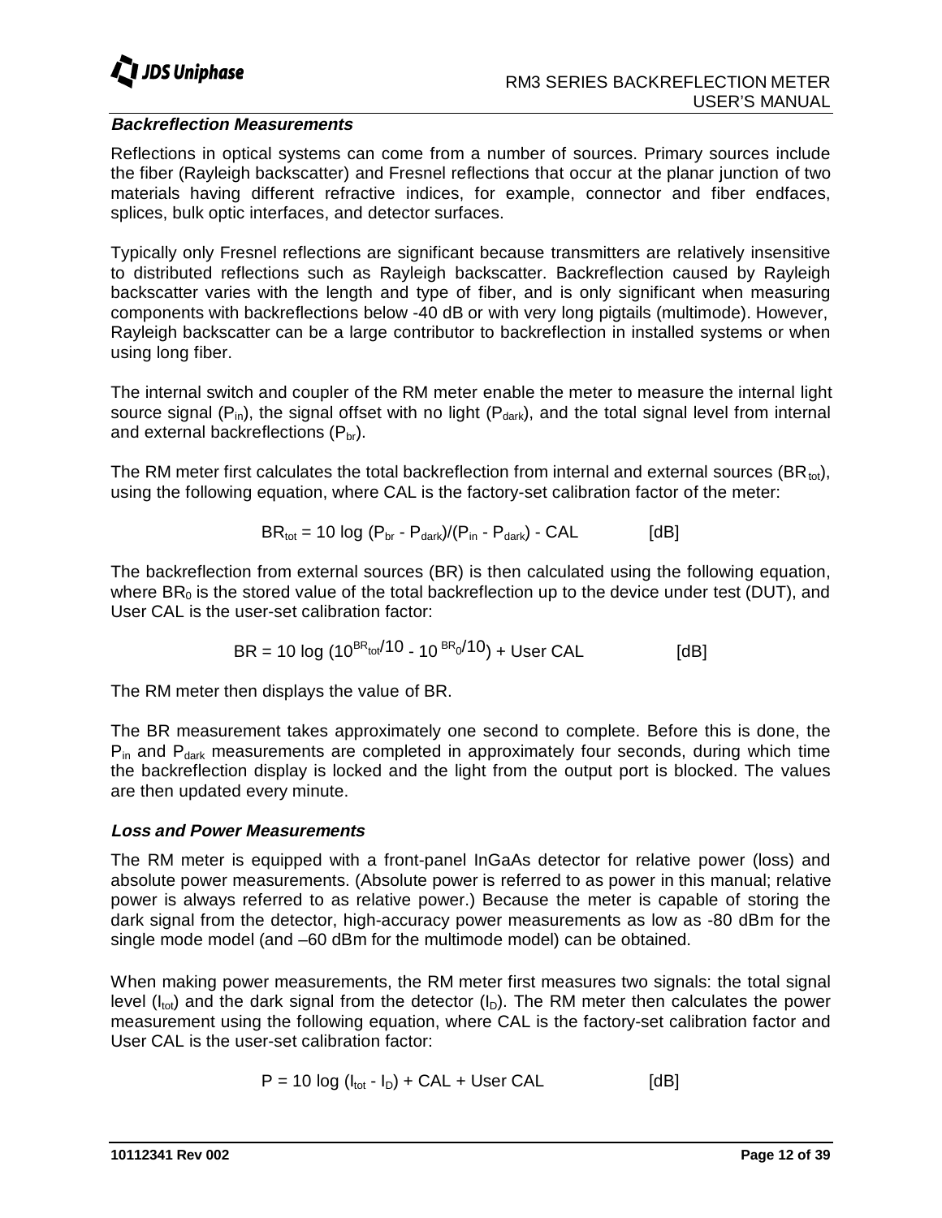### *Backreflection Measurements*

Reflections in optical systems can come from a number of sources. Primary sources include the fiber (Rayleigh backscatter) and Fresnel reflections that occur at the planar junction of two materials having different refractive indices, for example, connector and fiber endfaces, splices, bulk optic interfaces, and detector surfaces.

Typically only Fresnel reflections are significant because transmitters are relatively insensitive to distributed reflections such as Rayleigh backscatter. Backreflection caused by Rayleigh backscatter varies with the length and type of fiber, and is only significant when measuring components with backreflections below -40 dB or with very long pigtails (multimode). However, Rayleigh backscatter can be a large contributor to backreflection in installed systems or when using long fiber.

The internal switch and coupler of the RM meter enable the meter to measure the internal light source signal ($P_{in}$), the signal offset with no light ($P_{dark}$), and the total signal level from internal and external backreflections ($P_{br}$).

The RM meter first calculates the total backreflection from internal and external sources ($BR_{tot}$), using the following equation, where CAL is the factory-set calibration factor of the meter:

$$BR_{tot} = 10 \log (P_{br} - P_{dark})/(P_{in} - P_{dark}) - CAL \qquad [dB]$$

The backreflection from external sources (BR) is then calculated using the following equation, where $BR_0$ is the stored value of the total backreflection up to the device under test (DUT), and User CAL is the user-set calibration factor:

$$BR = 10 \log (10^{BR_{tot}/10} - 10^{BR_0/10}) + \text{User CAL} \qquad [dB]$$

The RM meter then displays the value of BR.

The BR measurement takes approximately one second to complete. Before this is done, the $P_{in}$ and $P_{dark}$ measurements are completed in approximately four seconds, during which time the backreflection display is locked and the light from the output port is blocked. The values are then updated every minute.

### *Loss and Power Measurements*

The RM meter is equipped with a front-panel InGaAs detector for relative power (loss) and absolute power measurements. (Absolute power is referred to as power in this manual; relative power is always referred to as relative power.) Because the meter is capable of storing the dark signal from the detector, high-accuracy power measurements as low as -80 dBm for the single mode model (and –60 dBm for the multimode model) can be obtained.

When making power measurements, the RM meter first measures two signals: the total signal level ($I_{tot}$) and the dark signal from the detector ($I_D$). The RM meter then calculates the power measurement using the following equation, where CAL is the factory-set calibration factor and User CAL is the user-set calibration factor:

$$P = 10 \log (I_{tot} - I_D) + CAL + \text{User CAL} \qquad [dB]$$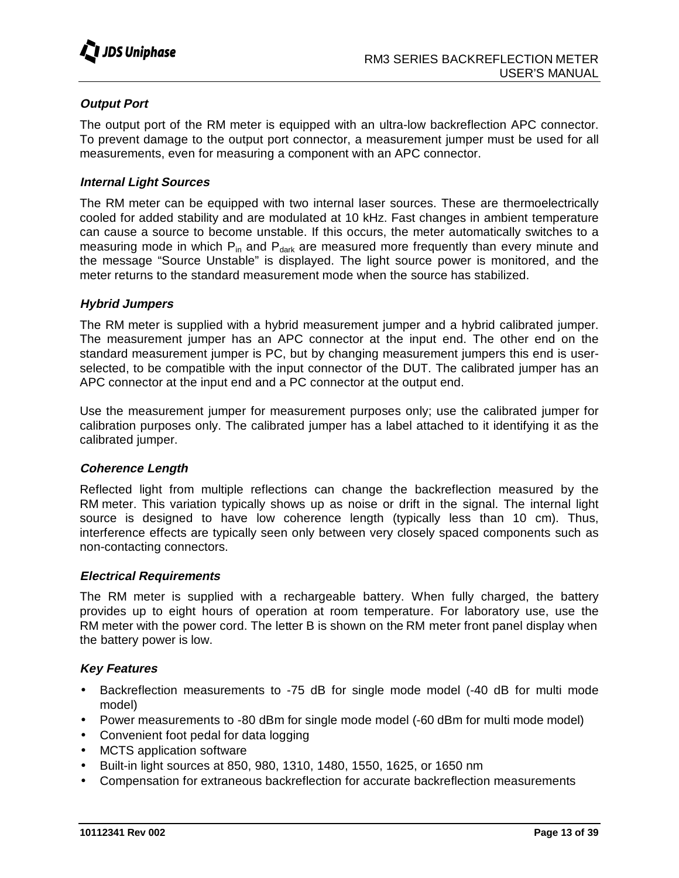### Output Port

The output port of the RM meter is equipped with an ultra-low backreflection APC connector. To prevent damage to the output port connector, a measurement jumper must be used for all measurements, even for measuring a component with an APC connector.

### Internal Light Sources

The RM meter can be equipped with two internal laser sources. These are thermoelectrically cooled for added stability and are modulated at 10 kHz. Fast changes in ambient temperature can cause a source to become unstable. If this occurs, the meter automatically switches to a measuring mode in which $P_{in}$ and $P_{dark}$ are measured more frequently than every minute and the message “Source Unstable” is displayed. The light source power is monitored, and the meter returns to the standard measurement mode when the source has stabilized.

### Hybrid Jumpers

The RM meter is supplied with a hybrid measurement jumper and a hybrid calibrated jumper. The measurement jumper has an APC connector at the input end. The other end on the standard measurement jumper is PC, but by changing measurement jumpers this end is user-selected, to be compatible with the input connector of the DUT. The calibrated jumper has an APC connector at the input end and a PC connector at the output end.

Use the measurement jumper for measurement purposes only; use the calibrated jumper for calibration purposes only. The calibrated jumper has a label attached to it identifying it as the calibrated jumper.

### Coherence Length

Reflected light from multiple reflections can change the backreflection measured by the RM meter. This variation typically shows up as noise or drift in the signal. The internal light source is designed to have low coherence length (typically less than 10 cm). Thus, interference effects are typically seen only between very closely spaced components such as non-contacting connectors.

### Electrical Requirements

The RM meter is supplied with a rechargeable battery. When fully charged, the battery provides up to eight hours of operation at room temperature. For laboratory use, use the RM meter with the power cord. The letter B is shown on the RM meter front panel display when the battery power is low.

### Key Features

- Backreflection measurements to -75 dB for single mode model (-40 dB for multi mode model)
- Power measurements to -80 dBm for single mode model (-60 dBm for multi mode model)
- Convenient foot pedal for data logging
- MCTS application software
- Built-in light sources at 850, 980, 1310, 1480, 1550, 1625, or 1650 nm
- Compensation for extraneous backreflection for accurate backreflection measurements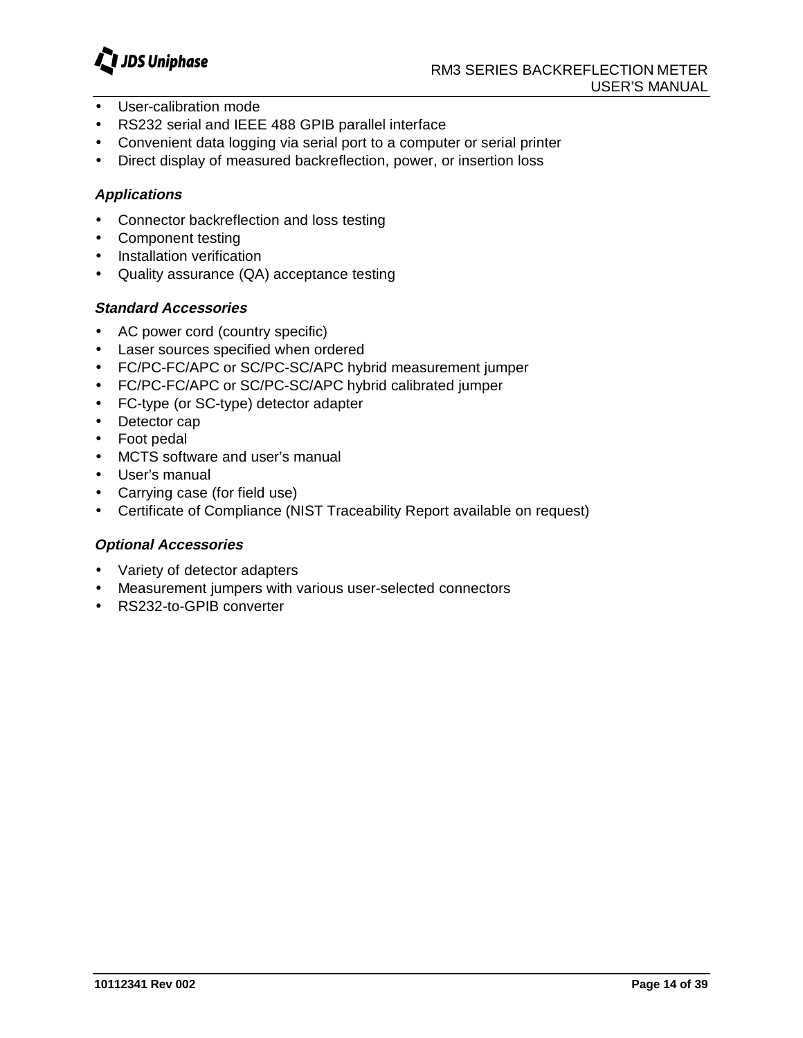- User-calibration mode
- RS232 serial and IEEE 488 GPIB parallel interface
- Convenient data logging via serial port to a computer or serial printer
- Direct display of measured backreflection, power, or insertion loss

#### *Applications*

- Connector backreflection and loss testing
- Component testing
- Installation verification
- Quality assurance (QA) acceptance testing

#### *Standard Accessories*

- AC power cord (country specific)
- Laser sources specified when ordered
- FC/PC-FC/APC or SC/PC-SC/APC hybrid measurement jumper
- FC/PC-FC/APC or SC/PC-SC/APC hybrid calibrated jumper
- FC-type (or SC-type) detector adapter
- Detector cap
- Foot pedal
- MCTS software and user's manual
- User's manual
- Carrying case (for field use)
- Certificate of Compliance (NIST Traceability Report available on request)

#### *Optional Accessories*

- Variety of detector adapters
- Measurement jumpers with various user-selected connectors
- RS232-to-GPIB converter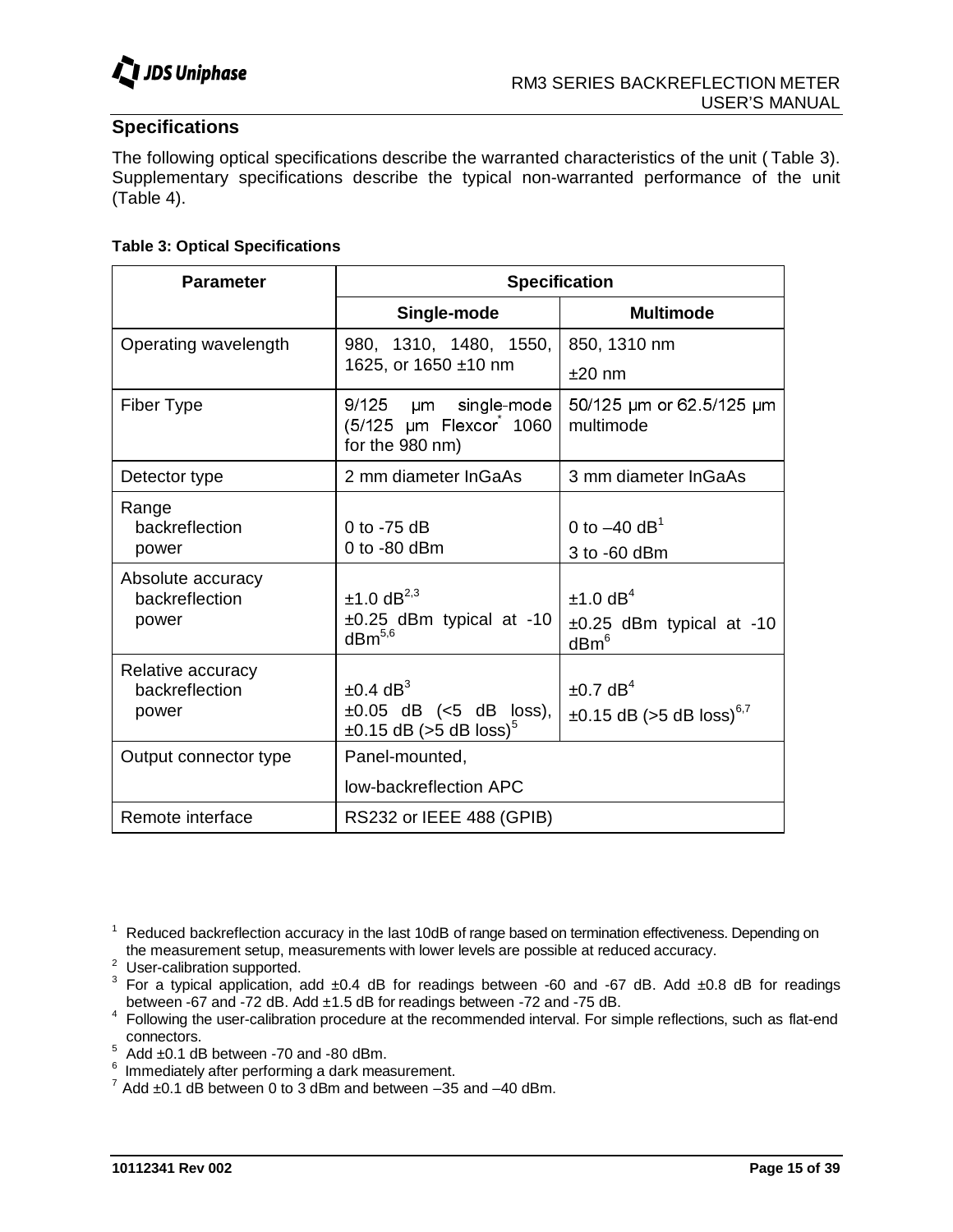## Specifications

The following optical specifications describe the warranted characteristics of the unit ( Table 3). Supplementary specifications describe the typical non-warranted performance of the unit (Table 4).

**Table 3: Optical Specifications**

| Parameter | Specification | |
|---|---|---|
| | **Single-mode** | **Multimode** |
| Operating wavelength | 980, 1310, 1480, 1550, 1625, or 1650 ±10 nm | 850, 1310 nm<br>±20 nm |
| Fiber Type | 9/125 µm single-mode (5/125 µm Flexcor* 1060 for the 980 nm) | 50/125 µm or 62.5/125 µm multimode |
| Detector type | 2 mm diameter InGaAs | 3 mm diameter InGaAs |
| Range<br>backreflection<br>power | 0 to -75 dB<br>0 to -80 dBm | 0 to –40 dB[1]<br>3 to -60 dBm |
| Absolute accuracy<br>backreflection<br>power | ±1.0 dB[2,3]<br>±0.25 dBm typical at -10 dBm[5,6] | ±1.0 dB[4]<br>±0.25 dBm typical at -10 dBm[6] |
| Relative accuracy<br>backreflection<br>power | ±0.4 dB[3]<br>±0.05 dB (<5 dB loss), ±0.15 dB (>5 dB loss)[5] | ±0.7 dB[4]<br>±0.15 dB (>5 dB loss)[6,7] |
| Output connector type | Panel-mounted,<br>low-backreflection APC | |
| Remote interface | RS232 or IEEE 488 (GPIB) | |

[1] Reduced backreflection accuracy in the last 10dB of range based on termination effectiveness. Depending on the measurement setup, measurements with lower levels are possible at reduced accuracy.
[2] User-calibration supported.
[3] For a typical application, add ±0.4 dB for readings between -60 and -67 dB. Add ±0.8 dB for readings between -67 and -72 dB. Add ±1.5 dB for readings between -72 and -75 dB.
[4] Following the user-calibration procedure at the recommended interval. For simple reflections, such as flat-end connectors.
[5] Add ±0.1 dB between -70 and -80 dBm.
[6] Immediately after performing a dark measurement.
[7] Add ±0.1 dB between 0 to 3 dBm and between –35 and –40 dBm.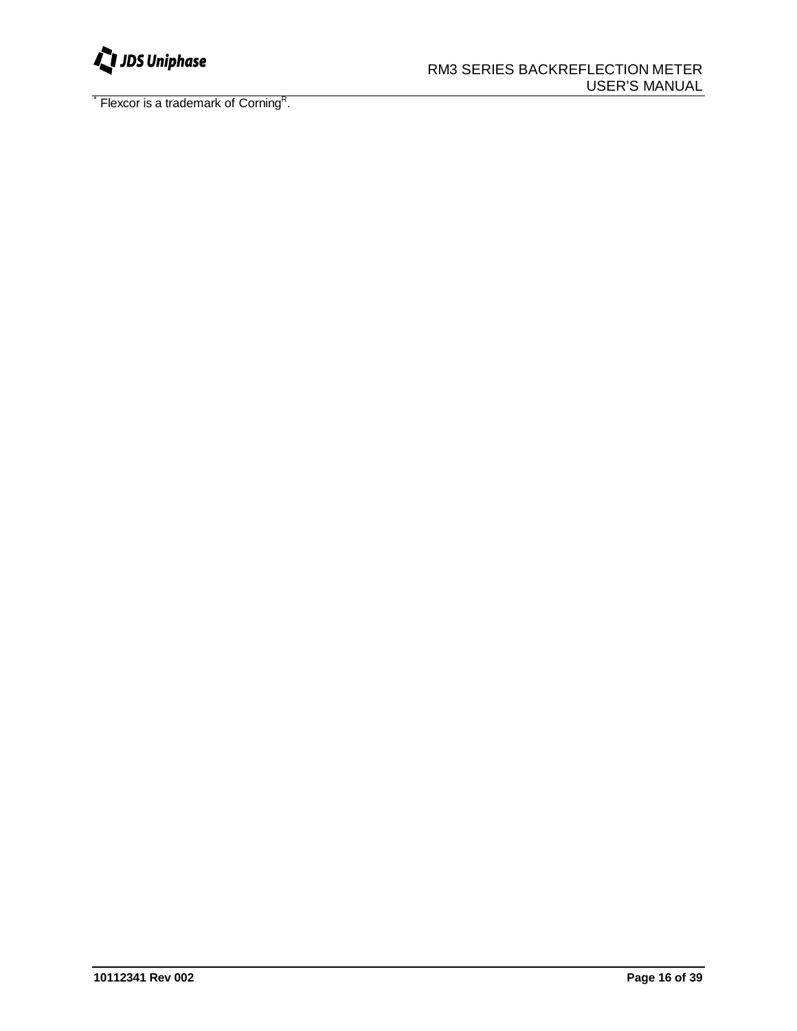* Flexcor is a trademark of Corning[R].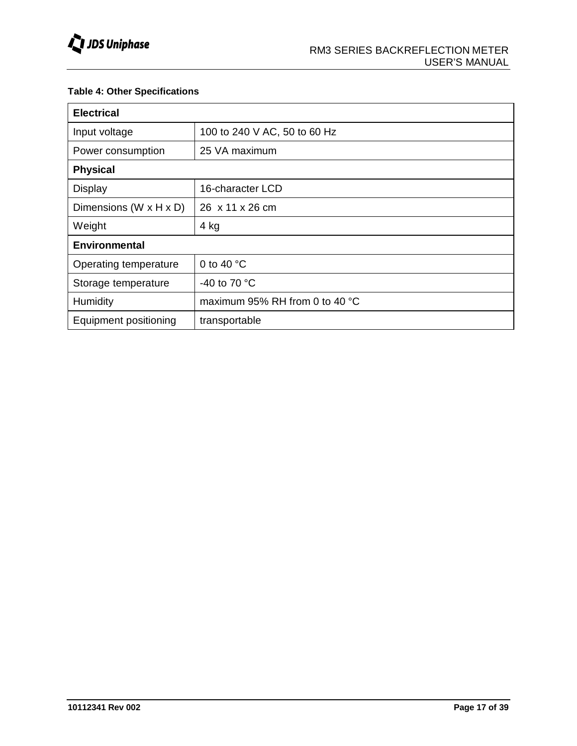**Table 4: Other Specifications**

| **Electrical** | |
|---|---|
| Input voltage | 100 to 240 V AC, 50 to 60 Hz |
| Power consumption | 25 VA maximum |
| **Physical** | |
| Display | 16-character LCD |
| Dimensions (W x H x D) | 26 x 11 x 26 cm |
| Weight | 4 kg |
| **Environmental** | |
| Operating temperature | 0 to 40 °C |
| Storage temperature | -40 to 70 °C |
| Humidity | maximum 95% RH from 0 to 40 °C |
| Equipment positioning | transportable |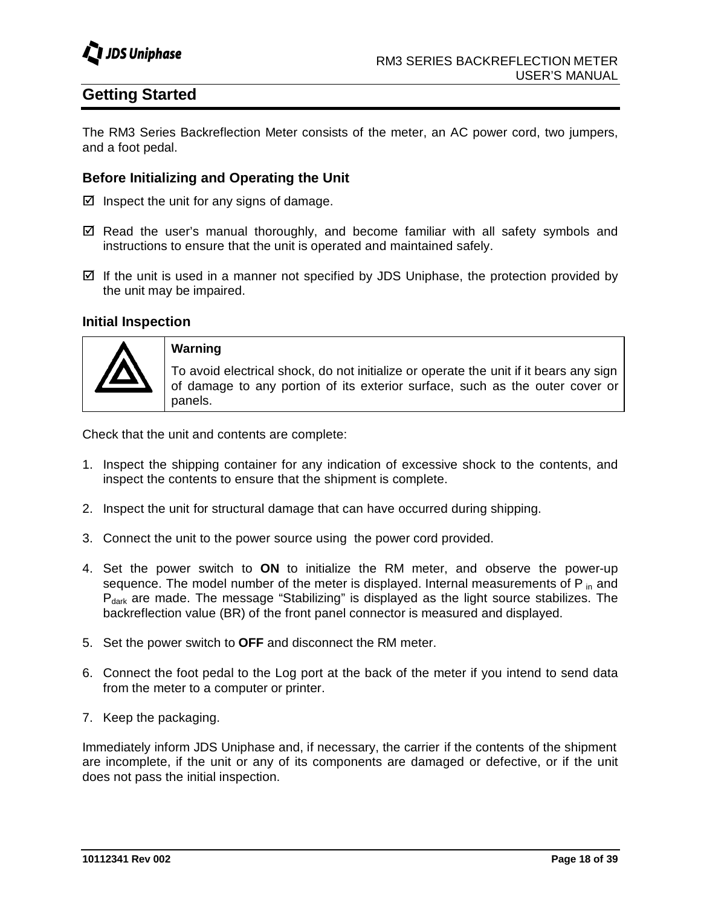# Getting Started

The RM3 Series Backreflection Meter consists of the meter, an AC power cord, two jumpers, and a foot pedal.

## Before Initializing and Operating the Unit

- ☑ Inspect the unit for any signs of damage.
- ☑ Read the user's manual thoroughly, and become familiar with all safety symbols and instructions to ensure that the unit is operated and maintained safely.
- ☑ If the unit is used in a manner not specified by JDS Uniphase, the protection provided by the unit may be impaired.

## Initial Inspection

| | |
|---|---|
| ⚠ | **Warning**<br>To avoid electrical shock, do not initialize or operate the unit if it bears any sign of damage to any portion of its exterior surface, such as the outer cover or panels. |

Check that the unit and contents are complete:

1. Inspect the shipping container for any indication of excessive shock to the contents, and inspect the contents to ensure that the shipment is complete.
2. Inspect the unit for structural damage that can have occurred during shipping.
3. Connect the unit to the power source using the power cord provided.
4. Set the power switch to **ON** to initialize the RM meter, and observe the power-up sequence. The model number of the meter is displayed. Internal measurements of $P_{in}$ and $P_{dark}$ are made. The message "Stabilizing" is displayed as the light source stabilizes. The backreflection value (BR) of the front panel connector is measured and displayed.
5. Set the power switch to **OFF** and disconnect the RM meter.
6. Connect the foot pedal to the Log port at the back of the meter if you intend to send data from the meter to a computer or printer.
7. Keep the packaging.

Immediately inform JDS Uniphase and, if necessary, the carrier if the contents of the shipment are incomplete, if the unit or any of its components are damaged or defective, or if the unit does not pass the initial inspection.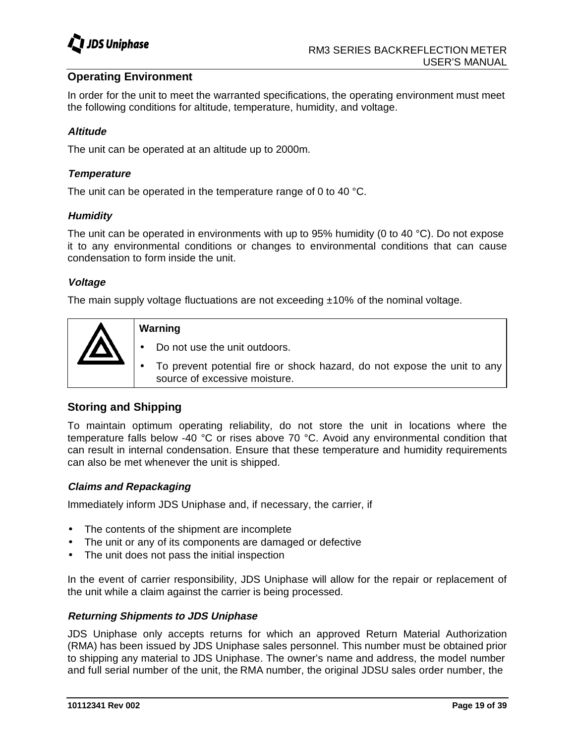## Operating Environment

In order for the unit to meet the warranted specifications, the operating environment must meet the following conditions for altitude, temperature, humidity, and voltage.

### *Altitude*

The unit can be operated at an altitude up to 2000m.

### *Temperature*

The unit can be operated in the temperature range of 0 to 40 °C.

### *Humidity*

The unit can be operated in environments with up to 95% humidity (0 to 40 °C). Do not expose it to any environmental conditions or changes to environmental conditions that can cause condensation to form inside the unit.

### *Voltage*

The main supply voltage fluctuations are not exceeding ±10% of the nominal voltage.

**Warning**

- Do not use the unit outdoors.
- To prevent potential fire or shock hazard, do not expose the unit to any source of excessive moisture.

## Storing and Shipping

To maintain optimum operating reliability, do not store the unit in locations where the temperature falls below -40 °C or rises above 70 °C. Avoid any environmental condition that can result in internal condensation. Ensure that these temperature and humidity requirements can also be met whenever the unit is shipped.

### *Claims and Repackaging*

Immediately inform JDS Uniphase and, if necessary, the carrier, if

- The contents of the shipment are incomplete
- The unit or any of its components are damaged or defective
- The unit does not pass the initial inspection

In the event of carrier responsibility, JDS Uniphase will allow for the repair or replacement of the unit while a claim against the carrier is being processed.

### *Returning Shipments to JDS Uniphase*

JDS Uniphase only accepts returns for which an approved Return Material Authorization (RMA) has been issued by JDS Uniphase sales personnel. This number must be obtained prior to shipping any material to JDS Uniphase. The owner's name and address, the model number and full serial number of the unit, the RMA number, the original JDSU sales order number, the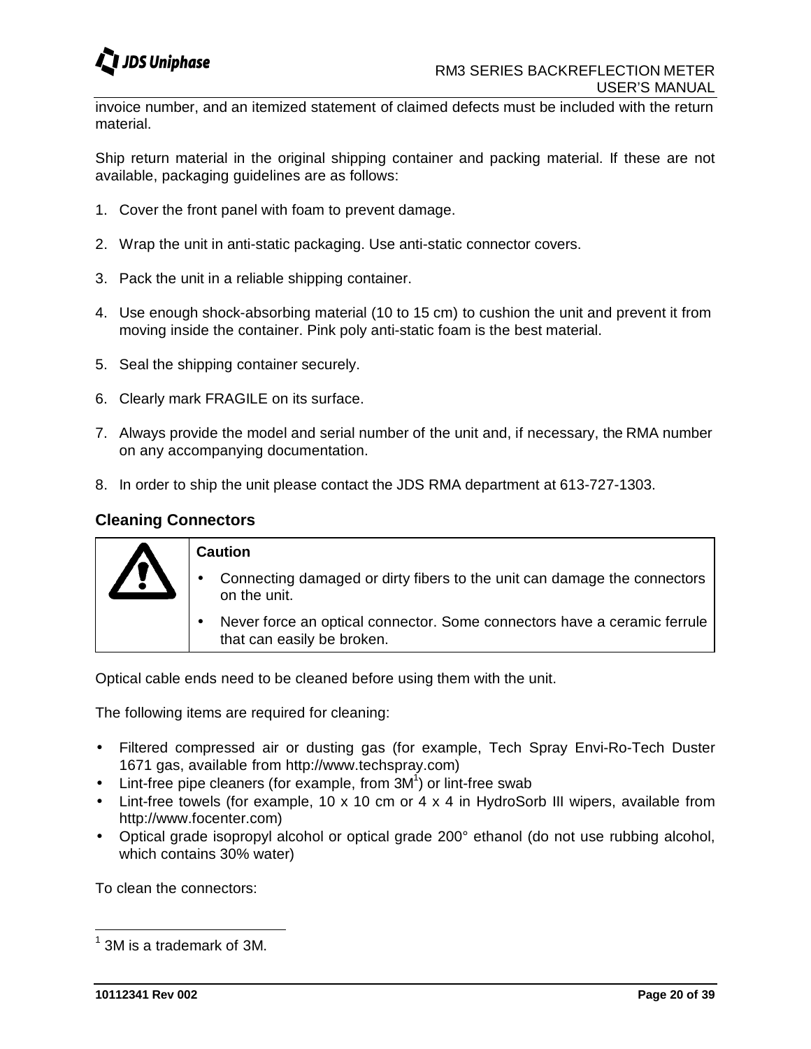invoice number, and an itemized statement of claimed defects must be included with the return material.

Ship return material in the original shipping container and packing material. If these are not available, packaging guidelines are as follows:

1. Cover the front panel with foam to prevent damage.
2. Wrap the unit in anti-static packaging. Use anti-static connector covers.
3. Pack the unit in a reliable shipping container.
4. Use enough shock-absorbing material (10 to 15 cm) to cushion the unit and prevent it from moving inside the container. Pink poly anti-static foam is the best material.
5. Seal the shipping container securely.
6. Clearly mark FRAGILE on its surface.
7. Always provide the model and serial number of the unit and, if necessary, the RMA number on any accompanying documentation.
8. In order to ship the unit please contact the JDS RMA department at 613-727-1303.

### Cleaning Connectors

| | **Caution** |
|---|---|
| ⚠ | • Connecting damaged or dirty fibers to the unit can damage the connectors on the unit.<br>• Never force an optical connector. Some connectors have a ceramic ferrule that can easily be broken. |

Optical cable ends need to be cleaned before using them with the unit.

The following items are required for cleaning:

- Filtered compressed air or dusting gas (for example, Tech Spray Envi-Ro-Tech Duster 1671 gas, available from http://www.techspray.com)
- Lint-free pipe cleaners (for example, from 3M[1]) or lint-free swab
- Lint-free towels (for example, 10 x 10 cm or 4 x 4 in HydroSorb III wipers, available from http://www.focenter.com)
- Optical grade isopropyl alcohol or optical grade 200° ethanol (do not use rubbing alcohol, which contains 30% water)

To clean the connectors:

---

[1] 3M is a trademark of 3M.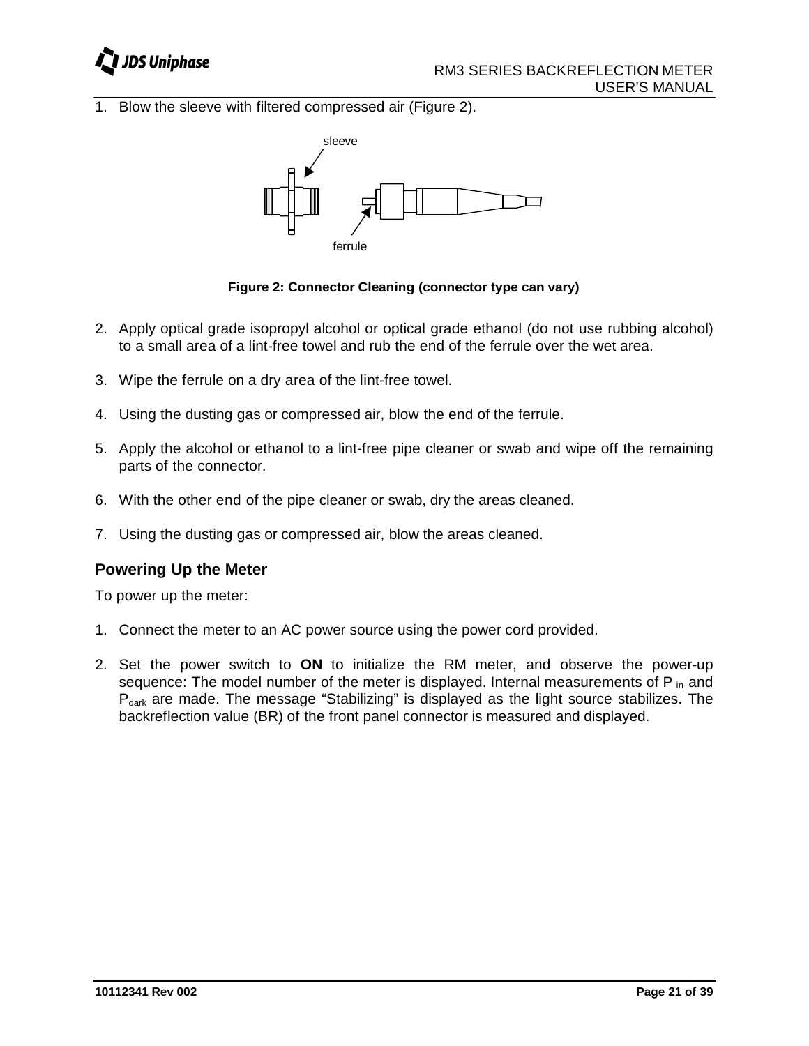1. Blow the sleeve with filtered compressed air (Figure 2).

sleeve

ferrule

**Figure 2: Connector Cleaning (connector type can vary)**

2. Apply optical grade isopropyl alcohol or optical grade ethanol (do not use rubbing alcohol) to a small area of a lint-free towel and rub the end of the ferrule over the wet area.

3. Wipe the ferrule on a dry area of the lint-free towel.

4. Using the dusting gas or compressed air, blow the end of the ferrule.

5. Apply the alcohol or ethanol to a lint-free pipe cleaner or swab and wipe off the remaining parts of the connector.

6. With the other end of the pipe cleaner or swab, dry the areas cleaned.

7. Using the dusting gas or compressed air, blow the areas cleaned.

## Powering Up the Meter

To power up the meter:

1. Connect the meter to an AC power source using the power cord provided.

2. Set the power switch to **ON** to initialize the RM meter, and observe the power-up sequence: The model number of the meter is displayed. Internal measurements of $P_{in}$ and $P_{dark}$ are made. The message "Stabilizing" is displayed as the light source stabilizes. The backreflection value (BR) of the front panel connector is measured and displayed.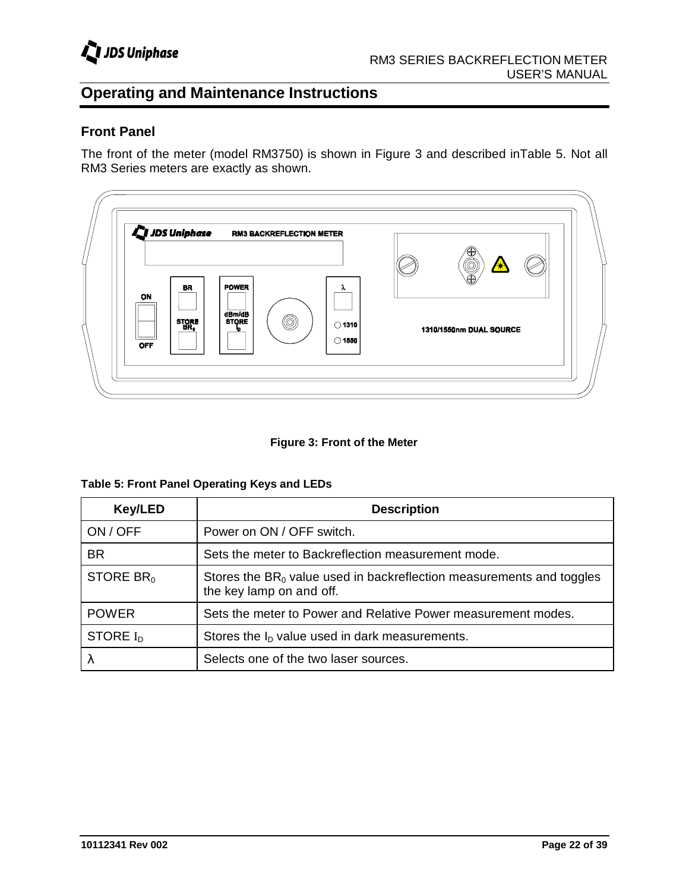# Operating and Maintenance Instructions

## Front Panel

The front of the meter (model RM3750) is shown in Figure 3 and described inTable 5. Not all RM3 Series meters are exactly as shown.

**Figure 3: Front of the Meter**

**Table 5: Front Panel Operating Keys and LEDs**

| Key/LED | Description |
|---|---|
| ON / OFF | Power on ON / OFF switch. |
| BR | Sets the meter to Backreflection measurement mode. |
| STORE $BR_0$ | Stores the $BR_0$ value used in backreflection measurements and toggles the key lamp on and off. |
| POWER | Sets the meter to Power and Relative Power measurement modes. |
| STORE $I_D$ | Stores the $I_D$ value used in dark measurements. |
| λ | Selects one of the two laser sources. |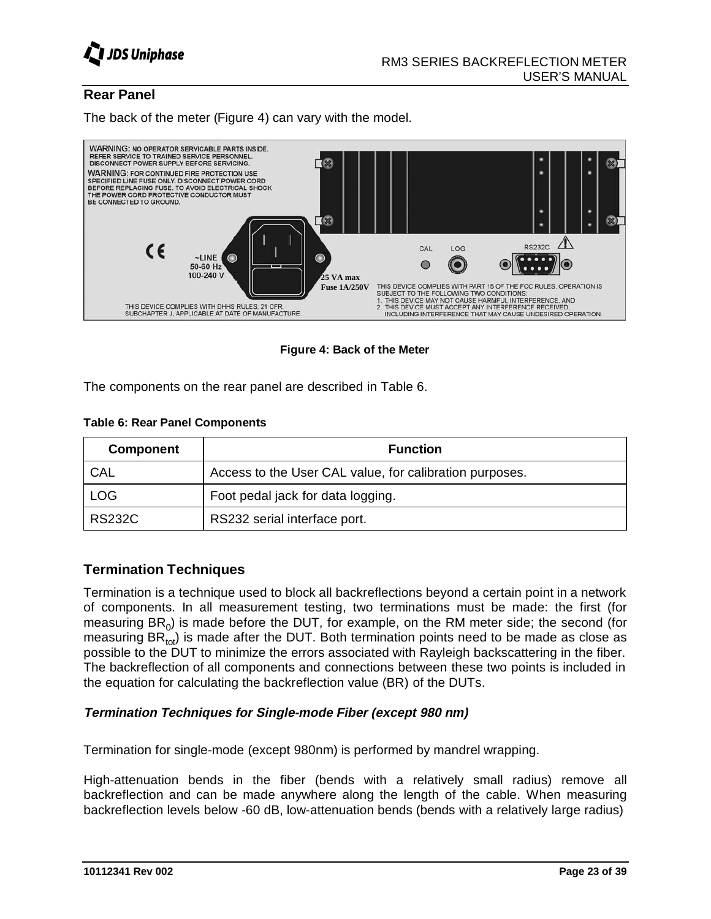## Rear Panel

The back of the meter (Figure 4) can vary with the model.

Figure 4: Back of the Meter

The components on the rear panel are described in Table 6.

**Table 6: Rear Panel Components**

| Component | Function |
|---|---|
| CAL | Access to the User CAL value, for calibration purposes. |
| LOG | Foot pedal jack for data logging. |
| RS232C | RS232 serial interface port. |

## Termination Techniques

Termination is a technique used to block all backreflections beyond a certain point in a network of components. In all measurement testing, two terminations must be made: the first (for measuring $BR_0$) is made before the DUT, for example, on the RM meter side; the second (for measuring $BR_{tot}$) is made after the DUT. Both termination points need to be made as close as possible to the DUT to minimize the errors associated with Rayleigh backscattering in the fiber. The backreflection of all components and connections between these two points is included in the equation for calculating the backreflection value (BR) of the DUTs.

### *Termination Techniques for Single-mode Fiber (except 980 nm)*

Termination for single-mode (except 980nm) is performed by mandrel wrapping.

High-attenuation bends in the fiber (bends with a relatively small radius) remove all backreflection and can be made anywhere along the length of the cable. When measuring backreflection levels below -60 dB, low-attenuation bends (bends with a relatively large radius)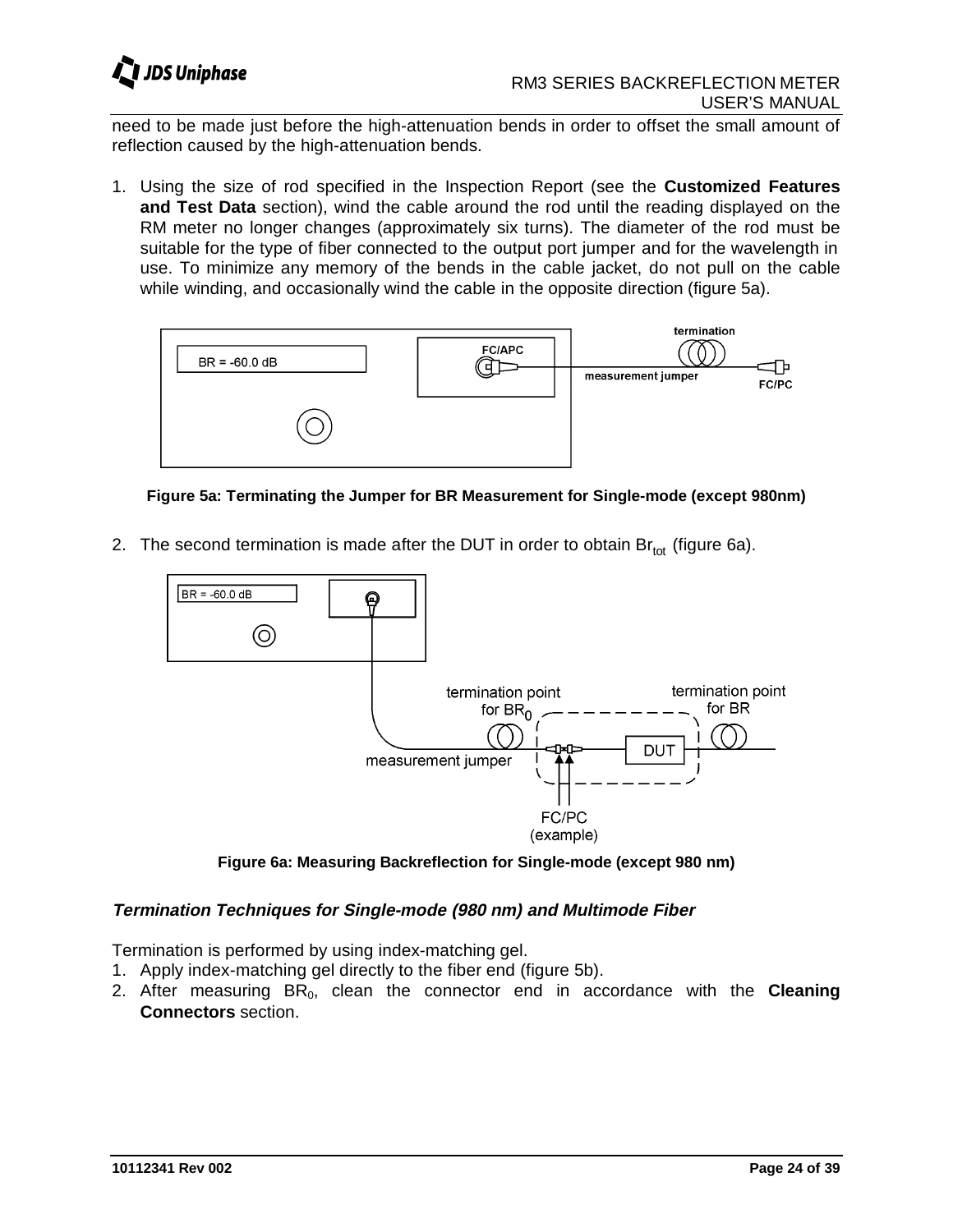need to be made just before the high-attenuation bends in order to offset the small amount of reflection caused by the high-attenuation bends.

1. Using the size of rod specified in the Inspection Report (see the **Customized Features and Test Data** section), wind the cable around the rod until the reading displayed on the RM meter no longer changes (approximately six turns). The diameter of the rod must be suitable for the type of fiber connected to the output port jumper and for the wavelength in use. To minimize any memory of the bends in the cable jacket, do not pull on the cable while winding, and occasionally wind the cable in the opposite direction (figure 5a).

**Figure 5a: Terminating the Jumper for BR Measurement for Single-mode (except 980nm)**

2. The second termination is made after the DUT in order to obtain $Br_{tot}$ (figure 6a).

**Figure 6a: Measuring Backreflection for Single-mode (except 980 nm)**

### *Termination Techniques for Single-mode (980 nm) and Multimode Fiber*

Termination is performed by using index-matching gel.

1. Apply index-matching gel directly to the fiber end (figure 5b).
2. After measuring $BR_0$, clean the connector end in accordance with the **Cleaning Connectors** section.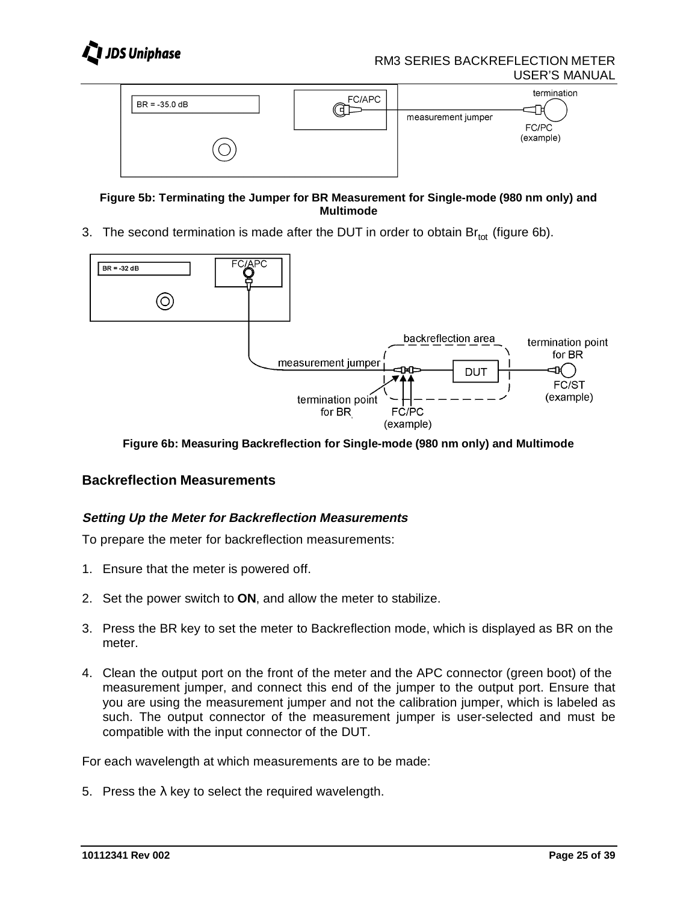**Figure 5b: Terminating the Jumper for BR Measurement for Single-mode (980 nm only) and Multimode**

3. The second termination is made after the DUT in order to obtain $Br_{tot}$ (figure 6b).

**Figure 6b: Measuring Backreflection for Single-mode (980 nm only) and Multimode**

## Backreflection Measurements

### *Setting Up the Meter for Backreflection Measurements*

To prepare the meter for backreflection measurements:

1. Ensure that the meter is powered off.

2. Set the power switch to **ON**, and allow the meter to stabilize.

3. Press the BR key to set the meter to Backreflection mode, which is displayed as BR on the meter.

4. Clean the output port on the front of the meter and the APC connector (green boot) of the measurement jumper, and connect this end of the jumper to the output port. Ensure that you are using the measurement jumper and not the calibration jumper, which is labeled as such. The output connector of the measurement jumper is user-selected and must be compatible with the input connector of the DUT.

For each wavelength at which measurements are to be made:

5. Press the λ key to select the required wavelength.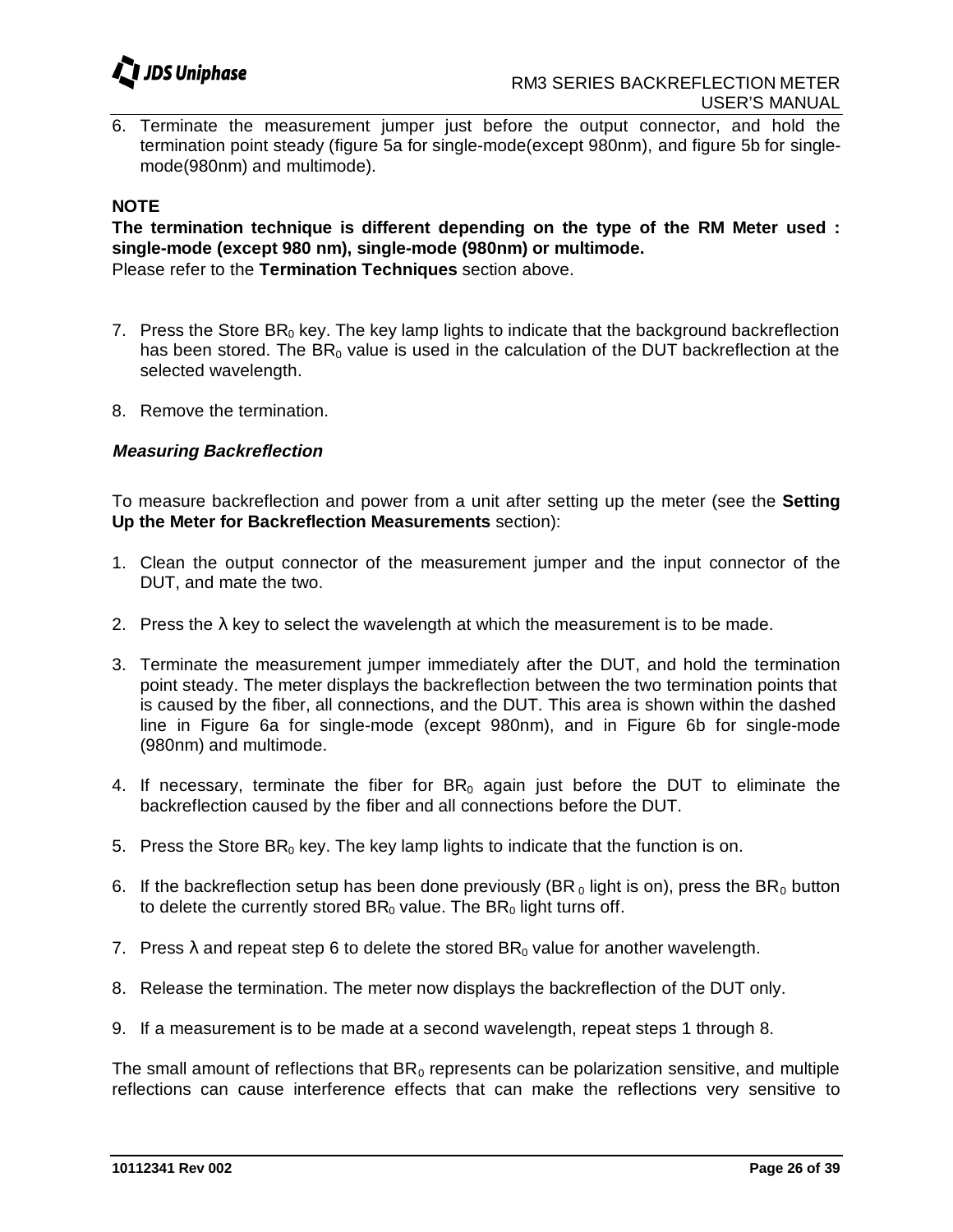6. Terminate the measurement jumper just before the output connector, and hold the termination point steady (figure 5a for single-mode(except 980nm), and figure 5b for single-mode(980nm) and multimode).

**NOTE**

**The termination technique is different depending on the type of the RM Meter used : single-mode (except 980 nm), single-mode (980nm) or multimode.**

Please refer to the **Termination Techniques** section above.

7. Press the Store $BR_0$ key. The key lamp lights to indicate that the background backreflection has been stored. The $BR_0$ value is used in the calculation of the DUT backreflection at the selected wavelength.

8. Remove the termination.

***Measuring Backreflection***

To measure backreflection and power from a unit after setting up the meter (see the **Setting Up the Meter for Backreflection Measurements** section):

1. Clean the output connector of the measurement jumper and the input connector of the DUT, and mate the two.

2. Press the λ key to select the wavelength at which the measurement is to be made.

3. Terminate the measurement jumper immediately after the DUT, and hold the termination point steady. The meter displays the backreflection between the two termination points that is caused by the fiber, all connections, and the DUT. This area is shown within the dashed line in Figure 6a for single-mode (except 980nm), and in Figure 6b for single-mode (980nm) and multimode.

4. If necessary, terminate the fiber for $BR_0$ again just before the DUT to eliminate the backreflection caused by the fiber and all connections before the DUT.

5. Press the Store $BR_0$ key. The key lamp lights to indicate that the function is on.

6. If the backreflection setup has been done previously ($BR_0$ light is on), press the $BR_0$ button to delete the currently stored $BR_0$ value. The $BR_0$ light turns off.

7. Press λ and repeat step 6 to delete the stored $BR_0$ value for another wavelength.

8. Release the termination. The meter now displays the backreflection of the DUT only.

9. If a measurement is to be made at a second wavelength, repeat steps 1 through 8.

The small amount of reflections that $BR_0$ represents can be polarization sensitive, and multiple reflections can cause interference effects that can make the reflections very sensitive to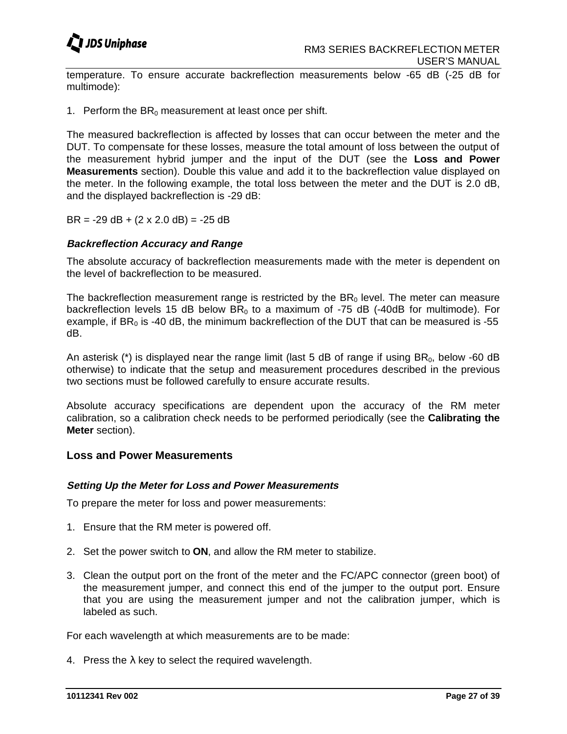temperature. To ensure accurate backreflection measurements below -65 dB (-25 dB for multimode):

1. Perform the $BR_0$ measurement at least once per shift.

The measured backreflection is affected by losses that can occur between the meter and the DUT. To compensate for these losses, measure the total amount of loss between the output of the measurement hybrid jumper and the input of the DUT (see the **Loss and Power Measurements** section). Double this value and add it to the backreflection value displayed on the meter. In the following example, the total loss between the meter and the DUT is 2.0 dB, and the displayed backreflection is -29 dB:

BR = -29 dB + (2 x 2.0 dB) = -25 dB

### *Backreflection Accuracy and Range*

The absolute accuracy of backreflection measurements made with the meter is dependent on the level of backreflection to be measured.

The backreflection measurement range is restricted by the $BR_0$ level. The meter can measure backreflection levels 15 dB below $BR_0$ to a maximum of -75 dB (-40dB for multimode). For example, if $BR_0$ is -40 dB, the minimum backreflection of the DUT that can be measured is -55 dB.

An asterisk (*) is displayed near the range limit (last 5 dB of range if using $BR_0$, below -60 dB otherwise) to indicate that the setup and measurement procedures described in the previous two sections must be followed carefully to ensure accurate results.

Absolute accuracy specifications are dependent upon the accuracy of the RM meter calibration, so a calibration check needs to be performed periodically (see the **Calibrating the Meter** section).

## Loss and Power Measurements

### *Setting Up the Meter for Loss and Power Measurements*

To prepare the meter for loss and power measurements:

1. Ensure that the RM meter is powered off.

2. Set the power switch to **ON**, and allow the RM meter to stabilize.

3. Clean the output port on the front of the meter and the FC/APC connector (green boot) of the measurement jumper, and connect this end of the jumper to the output port. Ensure that you are using the measurement jumper and not the calibration jumper, which is labeled as such.

For each wavelength at which measurements are to be made:

4. Press the λ key to select the required wavelength.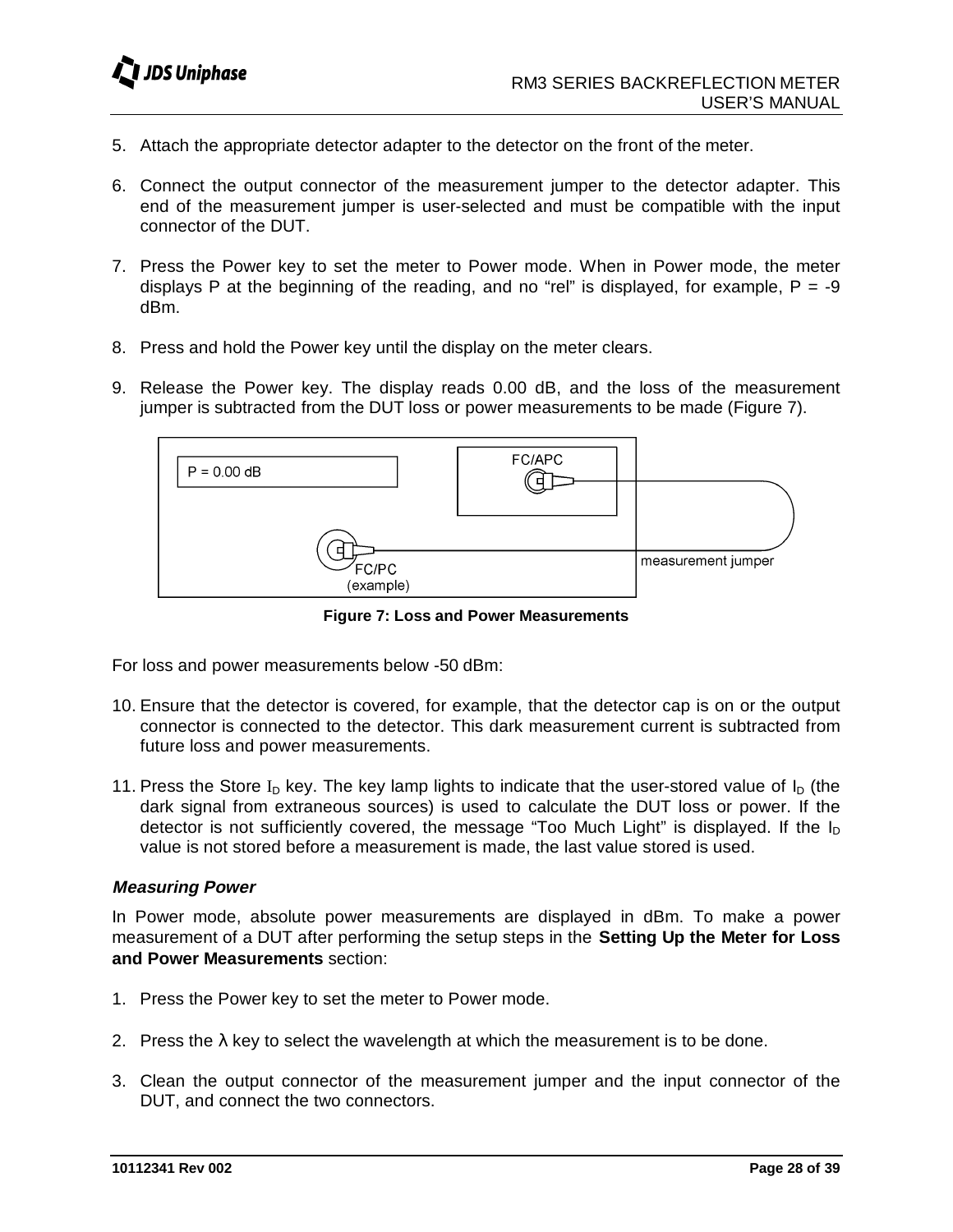5. Attach the appropriate detector adapter to the detector on the front of the meter.

6. Connect the output connector of the measurement jumper to the detector adapter. This end of the measurement jumper is user-selected and must be compatible with the input connector of the DUT.

7. Press the Power key to set the meter to Power mode. When in Power mode, the meter displays P at the beginning of the reading, and no “rel” is displayed, for example, P = -9 dBm.

8. Press and hold the Power key until the display on the meter clears.

9. Release the Power key. The display reads 0.00 dB, and the loss of the measurement jumper is subtracted from the DUT loss or power measurements to be made (Figure 7).

P = 0.00 dB

FC/APC

FC/PC (example)

measurement jumper

**Figure 7: Loss and Power Measurements**

For loss and power measurements below -50 dBm:

10. Ensure that the detector is covered, for example, that the detector cap is on or the output connector is connected to the detector. This dark measurement current is subtracted from future loss and power measurements.

11. Press the Store $I_D$ key. The key lamp lights to indicate that the user-stored value of $I_D$ (the dark signal from extraneous sources) is used to calculate the DUT loss or power. If the detector is not sufficiently covered, the message “Too Much Light” is displayed. If the $I_D$ value is not stored before a measurement is made, the last value stored is used.

### *Measuring Power*

In Power mode, absolute power measurements are displayed in dBm. To make a power measurement of a DUT after performing the setup steps in the **Setting Up the Meter for Loss and Power Measurements** section:

1. Press the Power key to set the meter to Power mode.

2. Press the λ key to select the wavelength at which the measurement is to be done.

3. Clean the output connector of the measurement jumper and the input connector of the DUT, and connect the two connectors.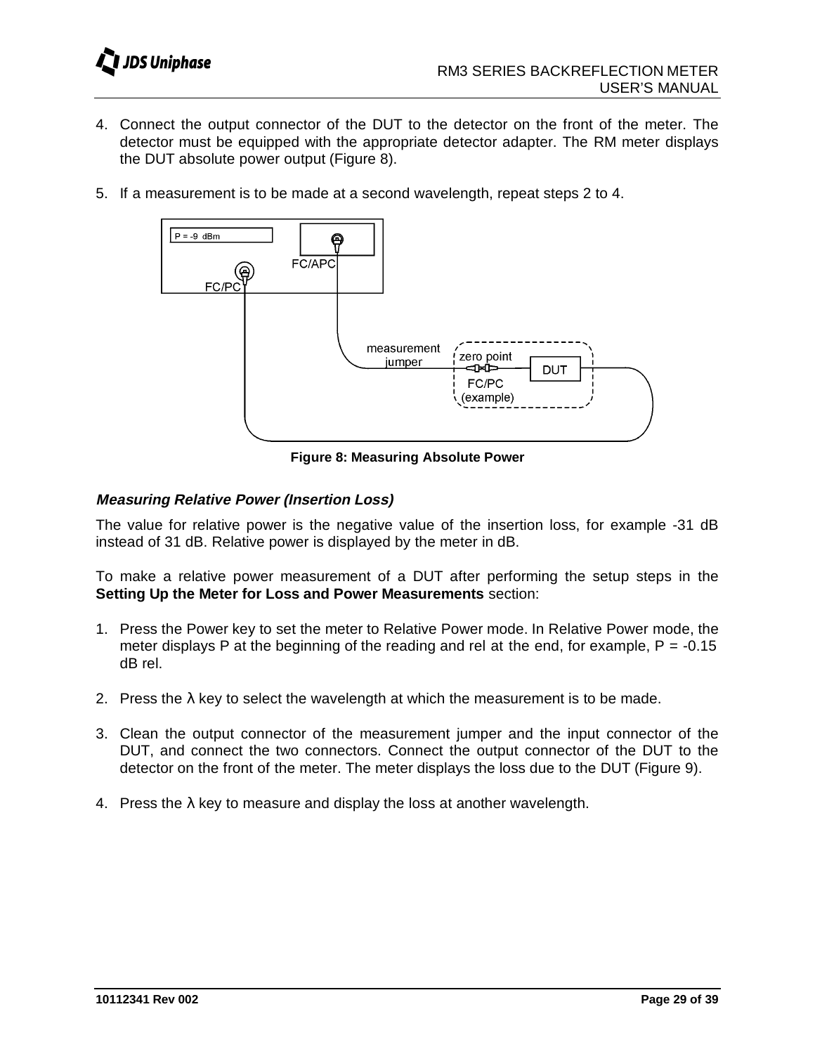4. Connect the output connector of the DUT to the detector on the front of the meter. The detector must be equipped with the appropriate detector adapter. The RM meter displays the DUT absolute power output (Figure 8).

5. If a measurement is to be made at a second wavelength, repeat steps 2 to 4.

Figure 8: Measuring Absolute Power

### *Measuring Relative Power (Insertion Loss)*

The value for relative power is the negative value of the insertion loss, for example -31 dB instead of 31 dB. Relative power is displayed by the meter in dB.

To make a relative power measurement of a DUT after performing the setup steps in the **Setting Up the Meter for Loss and Power Measurements** section:

1. Press the Power key to set the meter to Relative Power mode. In Relative Power mode, the meter displays P at the beginning of the reading and rel at the end, for example, P = -0.15 dB rel.

2. Press the λ key to select the wavelength at which the measurement is to be made.

3. Clean the output connector of the measurement jumper and the input connector of the DUT, and connect the two connectors. Connect the output connector of the DUT to the detector on the front of the meter. The meter displays the loss due to the DUT (Figure 9).

4. Press the λ key to measure and display the loss at another wavelength.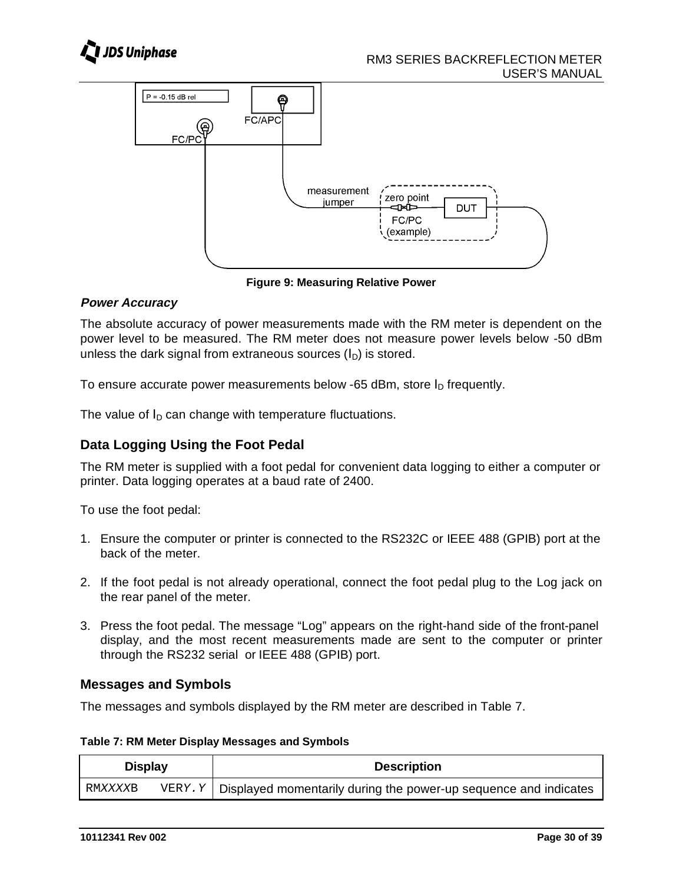Figure 9: Measuring Relative Power

***Power Accuracy***

The absolute accuracy of power measurements made with the RM meter is dependent on the power level to be measured. The RM meter does not measure power levels below -50 dBm unless the dark signal from extraneous sources ($I_D$) is stored.

To ensure accurate power measurements below -65 dBm, store $I_D$ frequently.

The value of $I_D$ can change with temperature fluctuations.

## Data Logging Using the Foot Pedal

The RM meter is supplied with a foot pedal for convenient data logging to either a computer or printer. Data logging operates at a baud rate of 2400.

To use the foot pedal:

1. Ensure the computer or printer is connected to the RS232C or IEEE 488 (GPIB) port at the back of the meter.

2. If the foot pedal is not already operational, connect the foot pedal plug to the Log jack on the rear panel of the meter.

3. Press the foot pedal. The message "Log" appears on the right-hand side of the front-panel display, and the most recent measurements made are sent to the computer or printer through the RS232 serial or IEEE 488 (GPIB) port.

## Messages and Symbols

The messages and symbols displayed by the RM meter are described in Table 7.

**Table 7: RM Meter Display Messages and Symbols**

| Display | Description |
|---|---|
| RM*XXXX*B VER*Y.Y* | Displayed momentarily during the power-up sequence and indicates |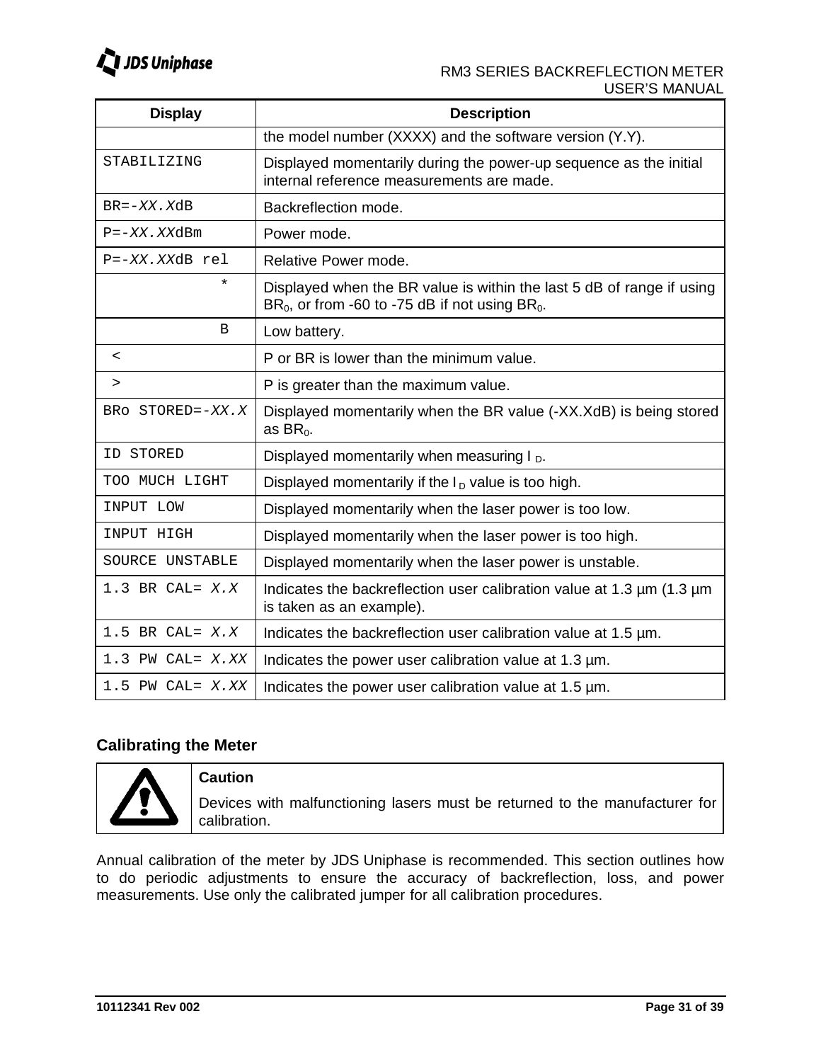| Display | Description |
| --- | --- |
| | the model number (XXXX) and the software version (Y.Y). |
| STABILIZING | Displayed momentarily during the power-up sequence as the initial internal reference measurements are made. |
| BR=-*XX.X*dB | Backreflection mode. |
| P=-*XX.XX*dBm | Power mode. |
| P=-*XX.XX*dB rel | Relative Power mode. |
| * | Displayed when the BR value is within the last 5 dB of range if using $BR_0$, or from -60 to -75 dB if not using $BR_0$. |
| B | Low battery. |
| < | P or BR is lower than the minimum value. |
| > | P is greater than the maximum value. |
| BRo STORED=-*XX.X* | Displayed momentarily when the BR value (-XX.XdB) is being stored as $BR_0$. |
| ID STORED | Displayed momentarily when measuring $I_D$. |
| TOO MUCH LIGHT | Displayed momentarily if the $I_D$ value is too high. |
| INPUT LOW | Displayed momentarily when the laser power is too low. |
| INPUT HIGH | Displayed momentarily when the laser power is too high. |
| SOURCE UNSTABLE | Displayed momentarily when the laser power is unstable. |
| 1.3 BR CAL= *X.X* | Indicates the backreflection user calibration value at 1.3 µm (1.3 µm is taken as an example). |
| 1.5 BR CAL= *X.X* | Indicates the backreflection user calibration value at 1.5 µm. |
| 1.3 PW CAL= *X.XX* | Indicates the power user calibration value at 1.3 µm. |
| 1.5 PW CAL= *X.XX* | Indicates the power user calibration value at 1.5 µm. |

### Calibrating the Meter

**Caution**

Devices with malfunctioning lasers must be returned to the manufacturer for calibration.

Annual calibration of the meter by JDS Uniphase is recommended. This section outlines how to do periodic adjustments to ensure the accuracy of backreflection, loss, and power measurements. Use only the calibrated jumper for all calibration procedures.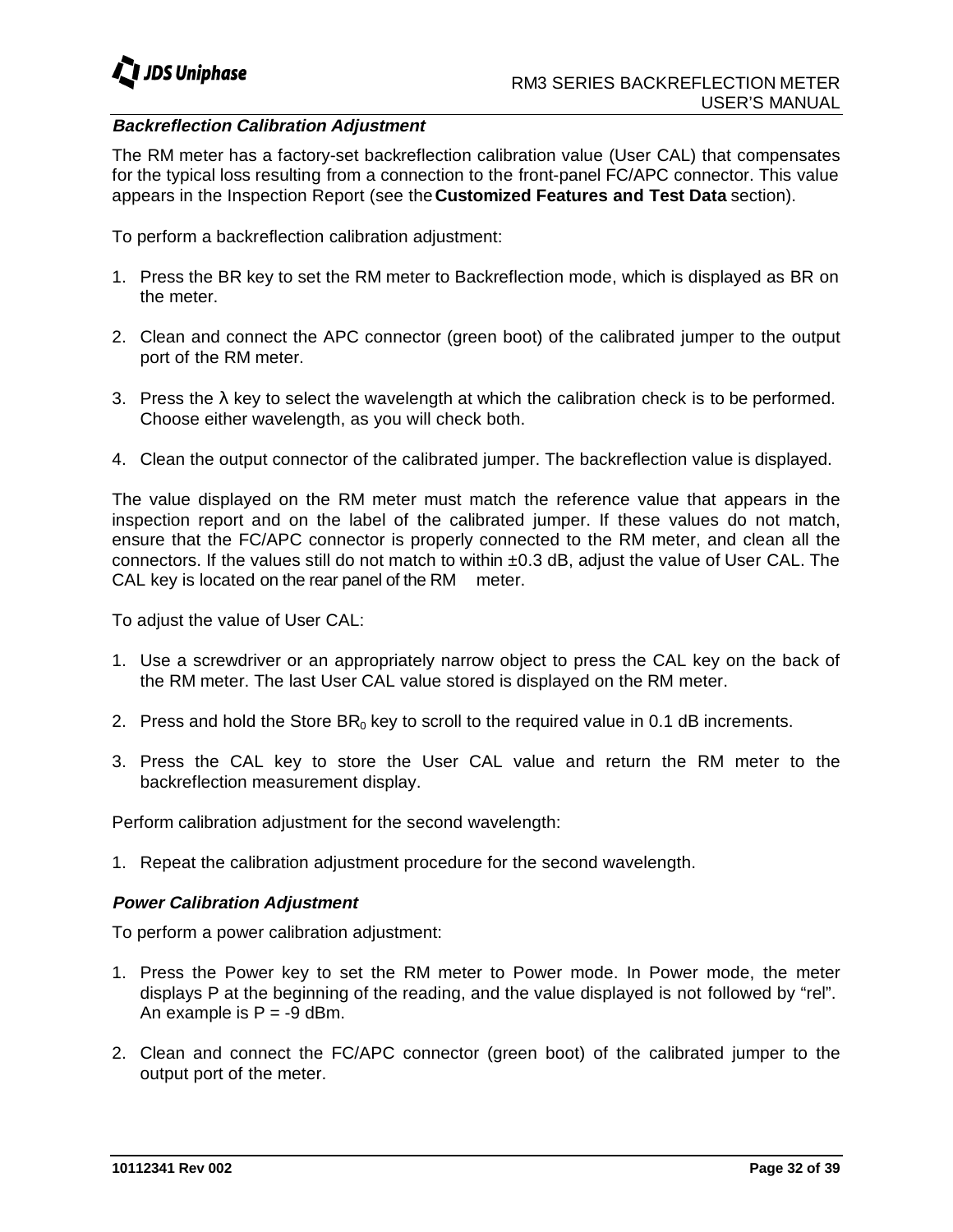### *Backreflection Calibration Adjustment*

The RM meter has a factory-set backreflection calibration value (User CAL) that compensates for the typical loss resulting from a connection to the front-panel FC/APC connector. This value appears in the Inspection Report (see the **Customized Features and Test Data** section).

To perform a backreflection calibration adjustment:

1. Press the BR key to set the RM meter to Backreflection mode, which is displayed as BR on the meter.

2. Clean and connect the APC connector (green boot) of the calibrated jumper to the output port of the RM meter.

3. Press the λ key to select the wavelength at which the calibration check is to be performed. Choose either wavelength, as you will check both.

4. Clean the output connector of the calibrated jumper. The backreflection value is displayed.

The value displayed on the RM meter must match the reference value that appears in the inspection report and on the label of the calibrated jumper. If these values do not match, ensure that the FC/APC connector is properly connected to the RM meter, and clean all the connectors. If the values still do not match to within ±0.3 dB, adjust the value of User CAL. The CAL key is located on the rear panel of the RM meter.

To adjust the value of User CAL:

1. Use a screwdriver or an appropriately narrow object to press the CAL key on the back of the RM meter. The last User CAL value stored is displayed on the RM meter.

2. Press and hold the Store $BR_0$ key to scroll to the required value in 0.1 dB increments.

3. Press the CAL key to store the User CAL value and return the RM meter to the backreflection measurement display.

Perform calibration adjustment for the second wavelength:

1. Repeat the calibration adjustment procedure for the second wavelength.

### *Power Calibration Adjustment*

To perform a power calibration adjustment:

1. Press the Power key to set the RM meter to Power mode. In Power mode, the meter displays P at the beginning of the reading, and the value displayed is not followed by “rel”. An example is P = -9 dBm.

2. Clean and connect the FC/APC connector (green boot) of the calibrated jumper to the output port of the meter.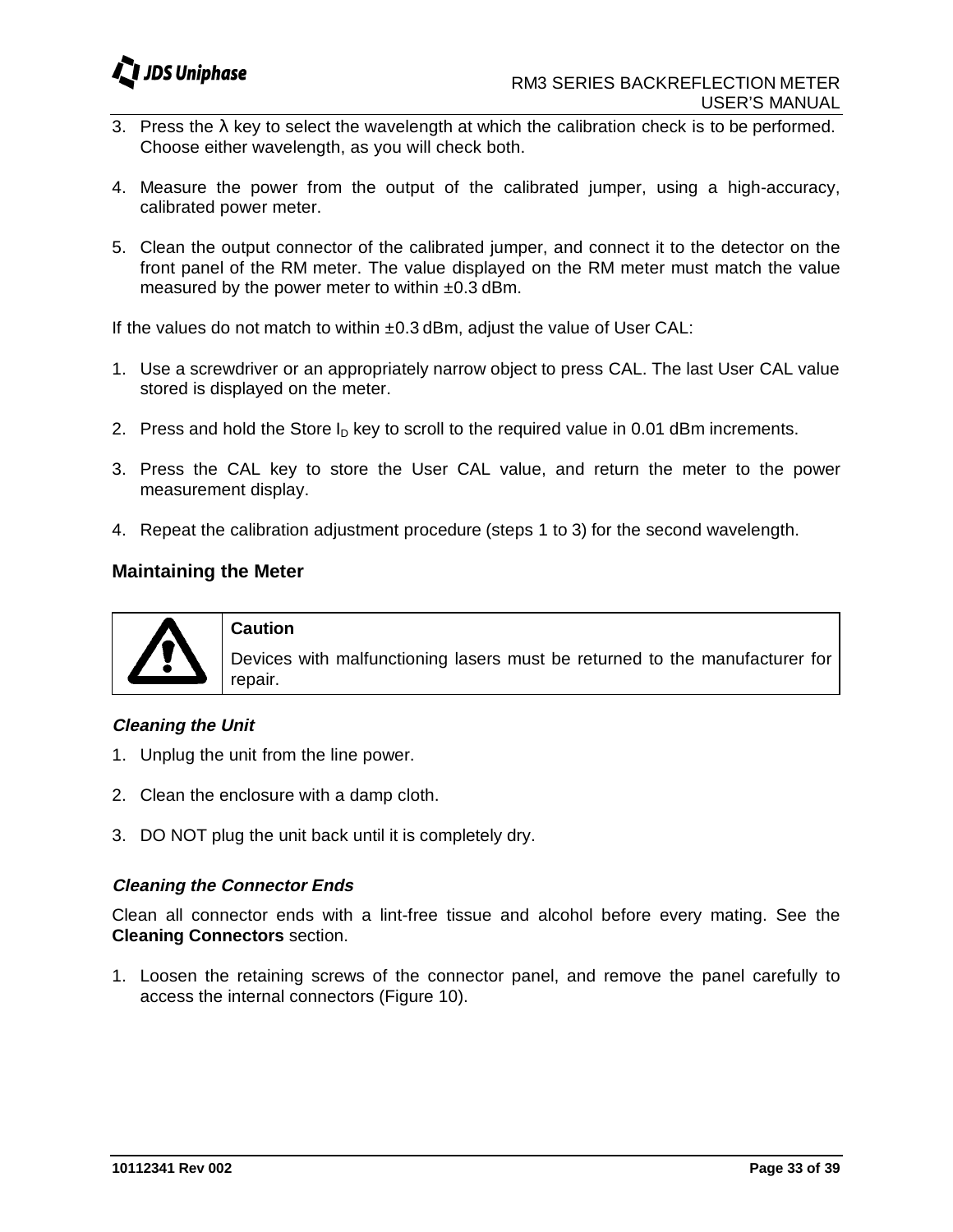3. Press the λ key to select the wavelength at which the calibration check is to be performed. Choose either wavelength, as you will check both.

4. Measure the power from the output of the calibrated jumper, using a high-accuracy, calibrated power meter.

5. Clean the output connector of the calibrated jumper, and connect it to the detector on the front panel of the RM meter. The value displayed on the RM meter must match the value measured by the power meter to within ±0.3 dBm.

If the values do not match to within ±0.3 dBm, adjust the value of User CAL:

1. Use a screwdriver or an appropriately narrow object to press CAL. The last User CAL value stored is displayed on the meter.

2. Press and hold the Store $I_D$ key to scroll to the required value in 0.01 dBm increments.

3. Press the CAL key to store the User CAL value, and return the meter to the power measurement display.

4. Repeat the calibration adjustment procedure (steps 1 to 3) for the second wavelength.

## Maintaining the Meter

| | **Caution**<br>Devices with malfunctioning lasers must be returned to the manufacturer for repair. |
|---|---|

### *Cleaning the Unit*

1. Unplug the unit from the line power.

2. Clean the enclosure with a damp cloth.

3. DO NOT plug the unit back until it is completely dry.

### *Cleaning the Connector Ends*

Clean all connector ends with a lint-free tissue and alcohol before every mating. See the **Cleaning Connectors** section.

1. Loosen the retaining screws of the connector panel, and remove the panel carefully to access the internal connectors (Figure 10).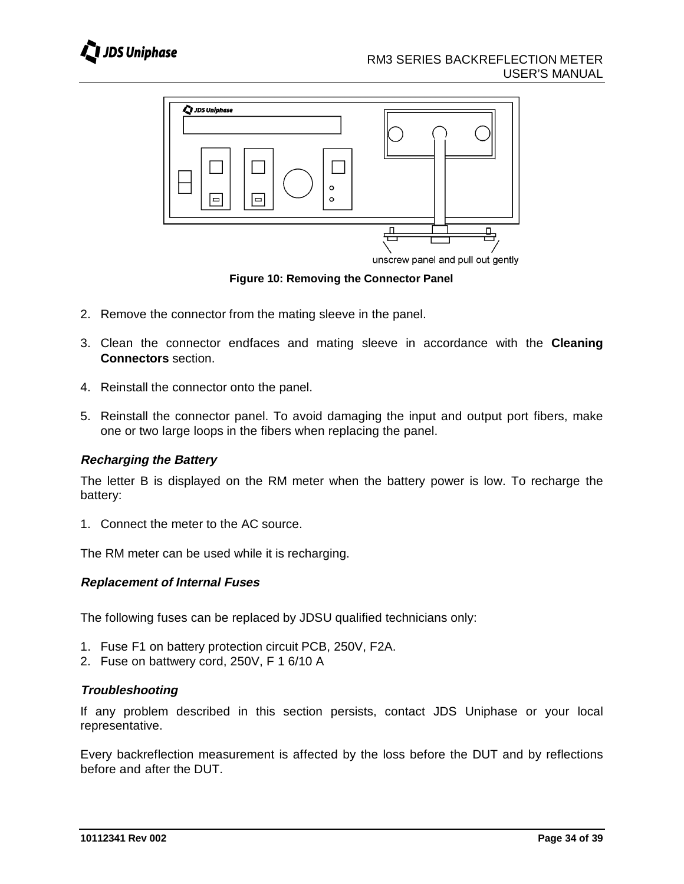unscrew panel and pull out gently

**Figure 10: Removing the Connector Panel**

2. Remove the connector from the mating sleeve in the panel.

3. Clean the connector endfaces and mating sleeve in accordance with the **Cleaning Connectors** section.

4. Reinstall the connector onto the panel.

5. Reinstall the connector panel. To avoid damaging the input and output port fibers, make one or two large loops in the fibers when replacing the panel.

### *Recharging the Battery*

The letter B is displayed on the RM meter when the battery power is low. To recharge the battery:

1. Connect the meter to the AC source.

The RM meter can be used while it is recharging.

### *Replacement of Internal Fuses*

The following fuses can be replaced by JDSU qualified technicians only:

1. Fuse F1 on battery protection circuit PCB, 250V, F2A.
2. Fuse on battwery cord, 250V, F 1 6/10 A

### *Troubleshooting*

If any problem described in this section persists, contact JDS Uniphase or your local representative.

Every backreflection measurement is affected by the loss before the DUT and by reflections before and after the DUT.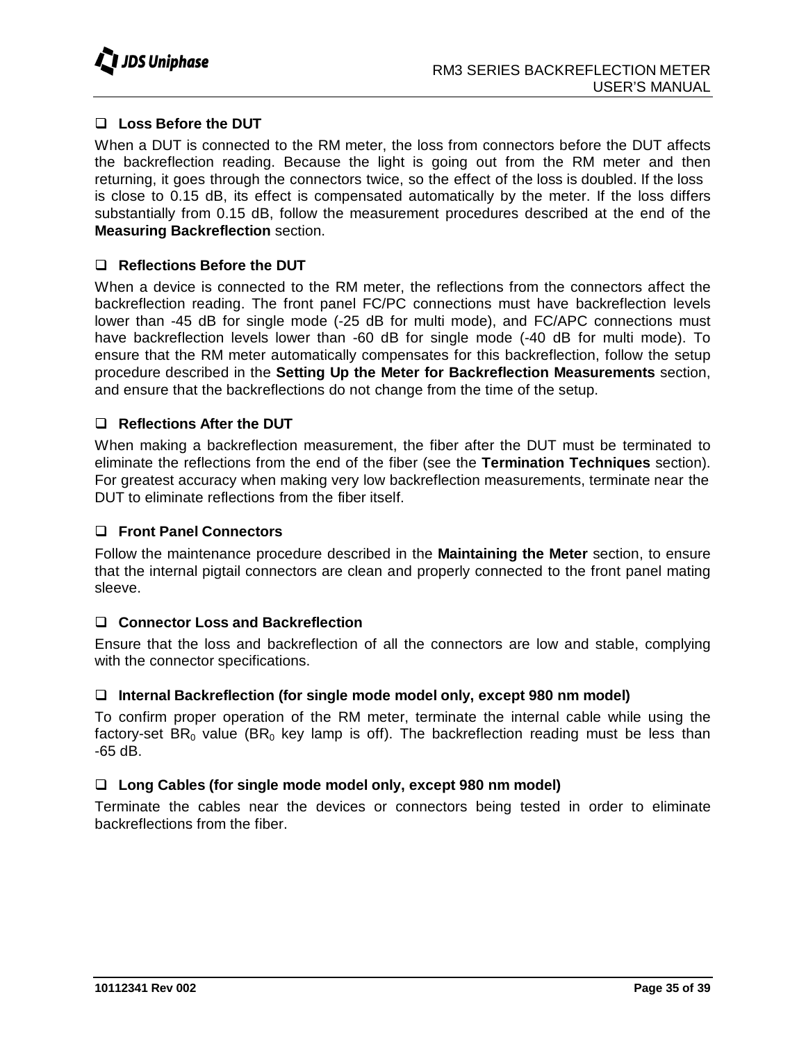- **Loss Before the DUT**

When a DUT is connected to the RM meter, the loss from connectors before the DUT affects the backreflection reading. Because the light is going out from the RM meter and then returning, it goes through the connectors twice, so the effect of the loss is doubled. If the loss is close to 0.15 dB, its effect is compensated automatically by the meter. If the loss differs substantially from 0.15 dB, follow the measurement procedures described at the end of the **Measuring Backreflection** section.

- **Reflections Before the DUT**

When a device is connected to the RM meter, the reflections from the connectors affect the backreflection reading. The front panel FC/PC connections must have backreflection levels lower than -45 dB for single mode (-25 dB for multi mode), and FC/APC connections must have backreflection levels lower than -60 dB for single mode (-40 dB for multi mode). To ensure that the RM meter automatically compensates for this backreflection, follow the setup procedure described in the **Setting Up the Meter for Backreflection Measurements** section, and ensure that the backreflections do not change from the time of the setup.

- **Reflections After the DUT**

When making a backreflection measurement, the fiber after the DUT must be terminated to eliminate the reflections from the end of the fiber (see the **Termination Techniques** section). For greatest accuracy when making very low backreflection measurements, terminate near the DUT to eliminate reflections from the fiber itself.

- **Front Panel Connectors**

Follow the maintenance procedure described in the **Maintaining the Meter** section, to ensure that the internal pigtail connectors are clean and properly connected to the front panel mating sleeve.

- **Connector Loss and Backreflection**

Ensure that the loss and backreflection of all the connectors are low and stable, complying with the connector specifications.

- **Internal Backreflection (for single mode model only, except 980 nm model)**

To confirm proper operation of the RM meter, terminate the internal cable while using the factory-set $BR_0$ value ($BR_0$ key lamp is off). The backreflection reading must be less than -65 dB.

- **Long Cables (for single mode model only, except 980 nm model)**

Terminate the cables near the devices or connectors being tested in order to eliminate backreflections from the fiber.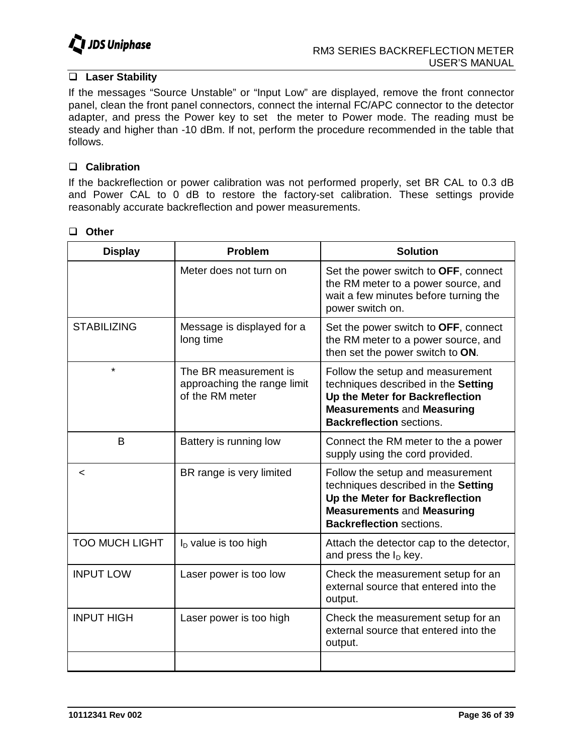- **Laser Stability**

If the messages "Source Unstable" or "Input Low" are displayed, remove the front connector panel, clean the front panel connectors, connect the internal FC/APC connector to the detector adapter, and press the Power key to set the meter to Power mode. The reading must be steady and higher than -10 dBm. If not, perform the procedure recommended in the table that follows.

- **Calibration**

If the backreflection or power calibration was not performed properly, set BR CAL to 0.3 dB and Power CAL to 0 dB to restore the factory-set calibration. These settings provide reasonably accurate backreflection and power measurements.

- **Other**

| Display | Problem | Solution |
|---|---|---|
| | Meter does not turn on | Set the power switch to **OFF**, connect the RM meter to a power source, and wait a few minutes before turning the power switch on. |
| STABILIZING | Message is displayed for a long time | Set the power switch to **OFF**, connect the RM meter to a power source, and then set the power switch to **ON**. |
| * | The BR measurement is approaching the range limit of the RM meter | Follow the setup and measurement techniques described in the **Setting Up the Meter for Backreflection Measurements** and **Measuring Backreflection** sections. |
| B | Battery is running low | Connect the RM meter to the a power supply using the cord provided. |
| < | BR range is very limited | Follow the setup and measurement techniques described in the **Setting Up the Meter for Backreflection Measurements** and **Measuring Backreflection** sections. |
| TOO MUCH LIGHT | $I_D$ value is too high | Attach the detector cap to the detector, and press the $I_D$ key. |
| INPUT LOW | Laser power is too low | Check the measurement setup for an external source that entered into the output. |
| INPUT HIGH | Laser power is too high | Check the measurement setup for an external source that entered into the output. |
| | | |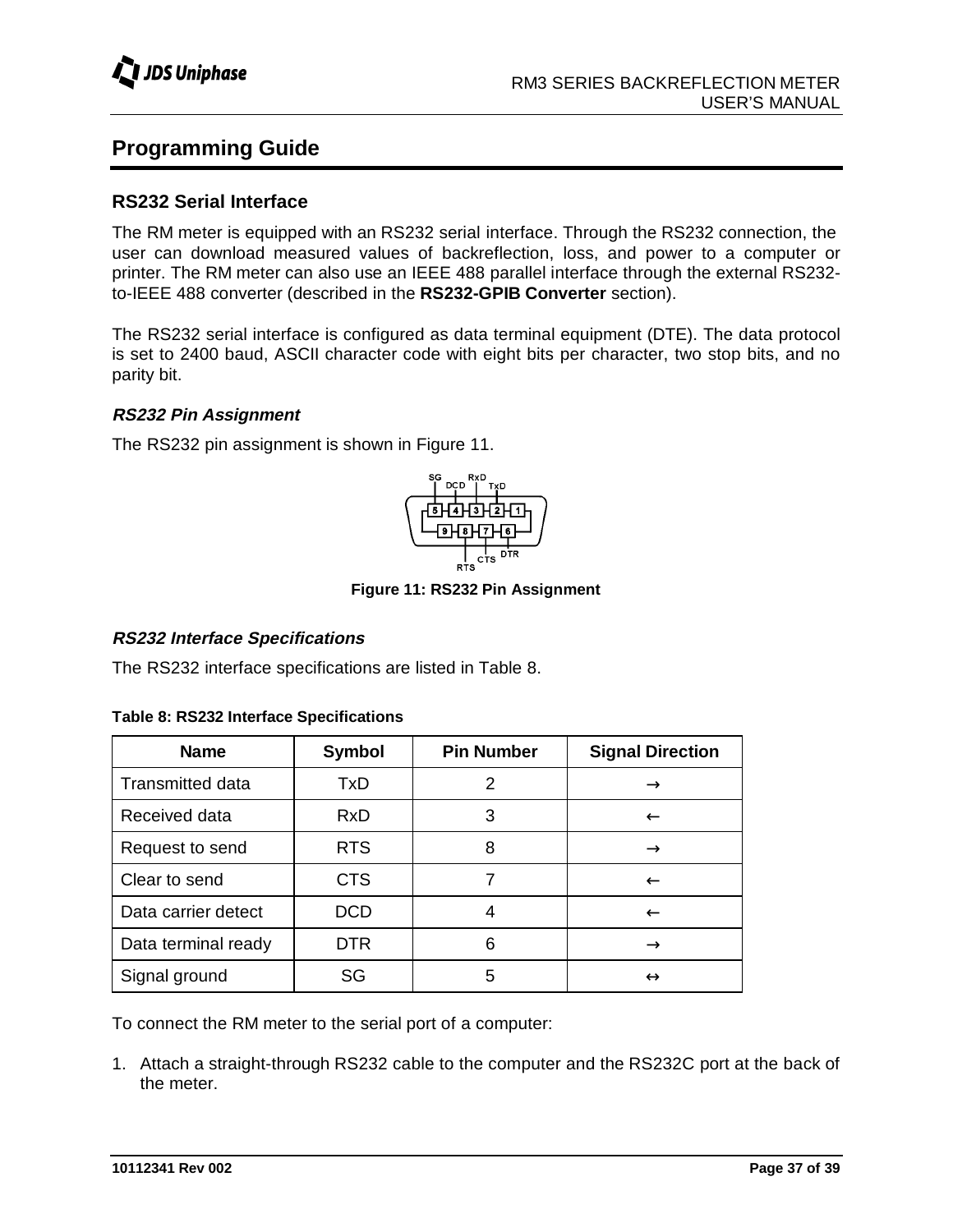## Programming Guide

### RS232 Serial Interface

The RM meter is equipped with an RS232 serial interface. Through the RS232 connection, the user can download measured values of backreflection, loss, and power to a computer or printer. The RM meter can also use an IEEE 488 parallel interface through the external RS232-to-IEEE 488 converter (described in the **RS232-GPIB Converter** section).

The RS232 serial interface is configured as data terminal equipment (DTE). The data protocol is set to 2400 baud, ASCII character code with eight bits per character, two stop bits, and no parity bit.

#### *RS232 Pin Assignment*

The RS232 pin assignment is shown in Figure 11.

**Figure 11: RS232 Pin Assignment**

#### *RS232 Interface Specifications*

The RS232 interface specifications are listed in Table 8.

**Table 8: RS232 Interface Specifications**

| Name | Symbol | Pin Number | Signal Direction |
|---|---|---|---|
| Transmitted data | TxD | 2 | → |
| Received data | RxD | 3 | ← |
| Request to send | RTS | 8 | → |
| Clear to send | CTS | 7 | ← |
| Data carrier detect | DCD | 4 | ← |
| Data terminal ready | DTR | 6 | → |
| Signal ground | SG | 5 | ↔ |

To connect the RM meter to the serial port of a computer:

1. Attach a straight-through RS232 cable to the computer and the RS232C port at the back of the meter.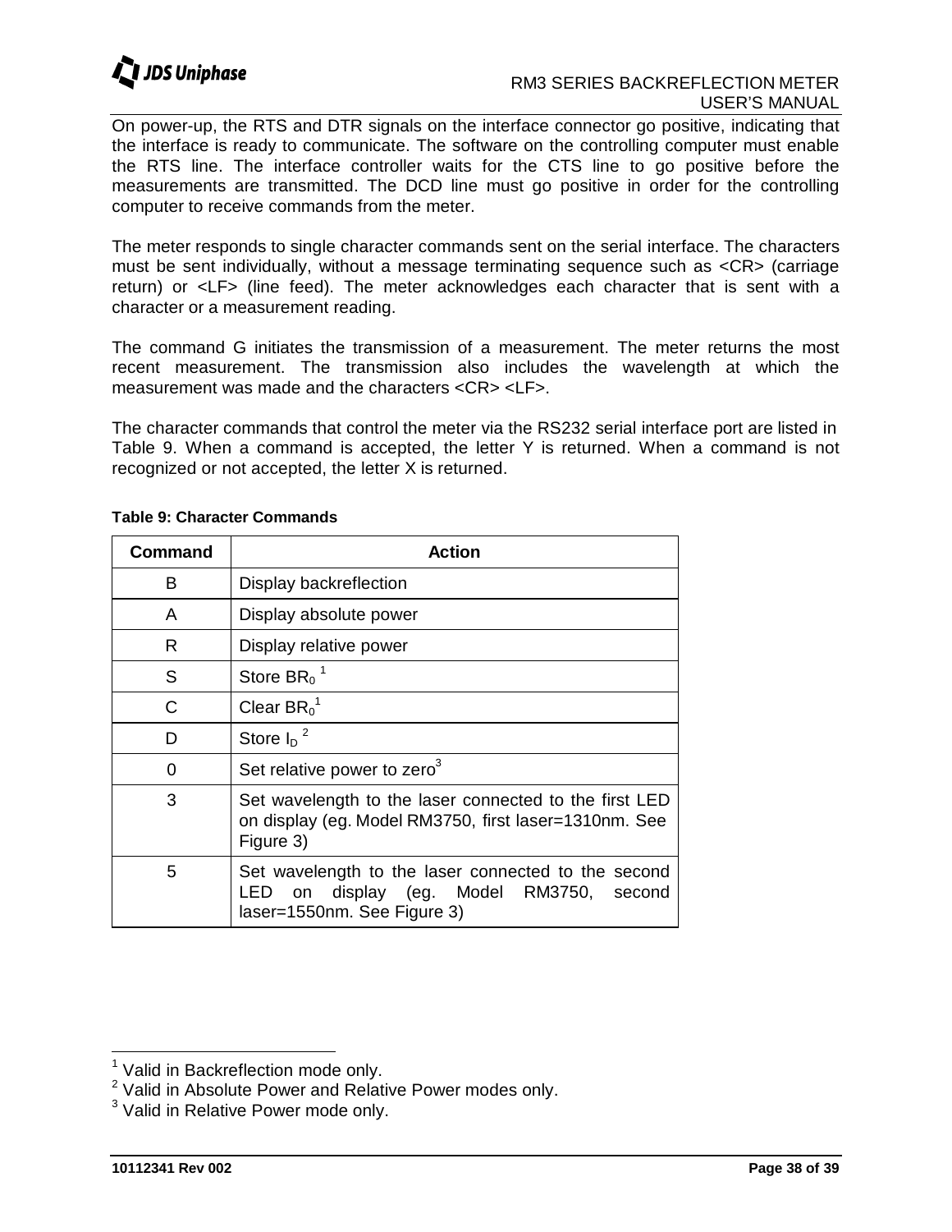On power-up, the RTS and DTR signals on the interface connector go positive, indicating that the interface is ready to communicate. The software on the controlling computer must enable the RTS line. The interface controller waits for the CTS line to go positive before the measurements are transmitted. The DCD line must go positive in order for the controlling computer to receive commands from the meter.

The meter responds to single character commands sent on the serial interface. The characters must be sent individually, without a message terminating sequence such as <CR> (carriage return) or <LF> (line feed). The meter acknowledges each character that is sent with a character or a measurement reading.

The command G initiates the transmission of a measurement. The meter returns the most recent measurement. The transmission also includes the wavelength at which the measurement was made and the characters <CR> <LF>.

The character commands that control the meter via the RS232 serial interface port are listed in Table 9. When a command is accepted, the letter Y is returned. When a command is not recognized or not accepted, the letter X is returned.

**Table 9: Character Commands**

| Command | Action |
|---|---|
| B | Display backreflection |
| A | Display absolute power |
| R | Display relative power |
| S | Store $BR_0$ [1] |
| C | Clear $BR_0$[1] |
| D | Store $I_D$ [2] |
| 0 | Set relative power to zero[3] |
| 3 | Set wavelength to the laser connected to the first LED on display (eg. Model RM3750, first laser=1310nm. See Figure 3) |
| 5 | Set wavelength to the laser connected to the second LED on display (eg. Model RM3750, second laser=1550nm. See Figure 3) |

[1] Valid in Backreflection mode only.
[2] Valid in Absolute Power and Relative Power modes only.
[3] Valid in Relative Power mode only.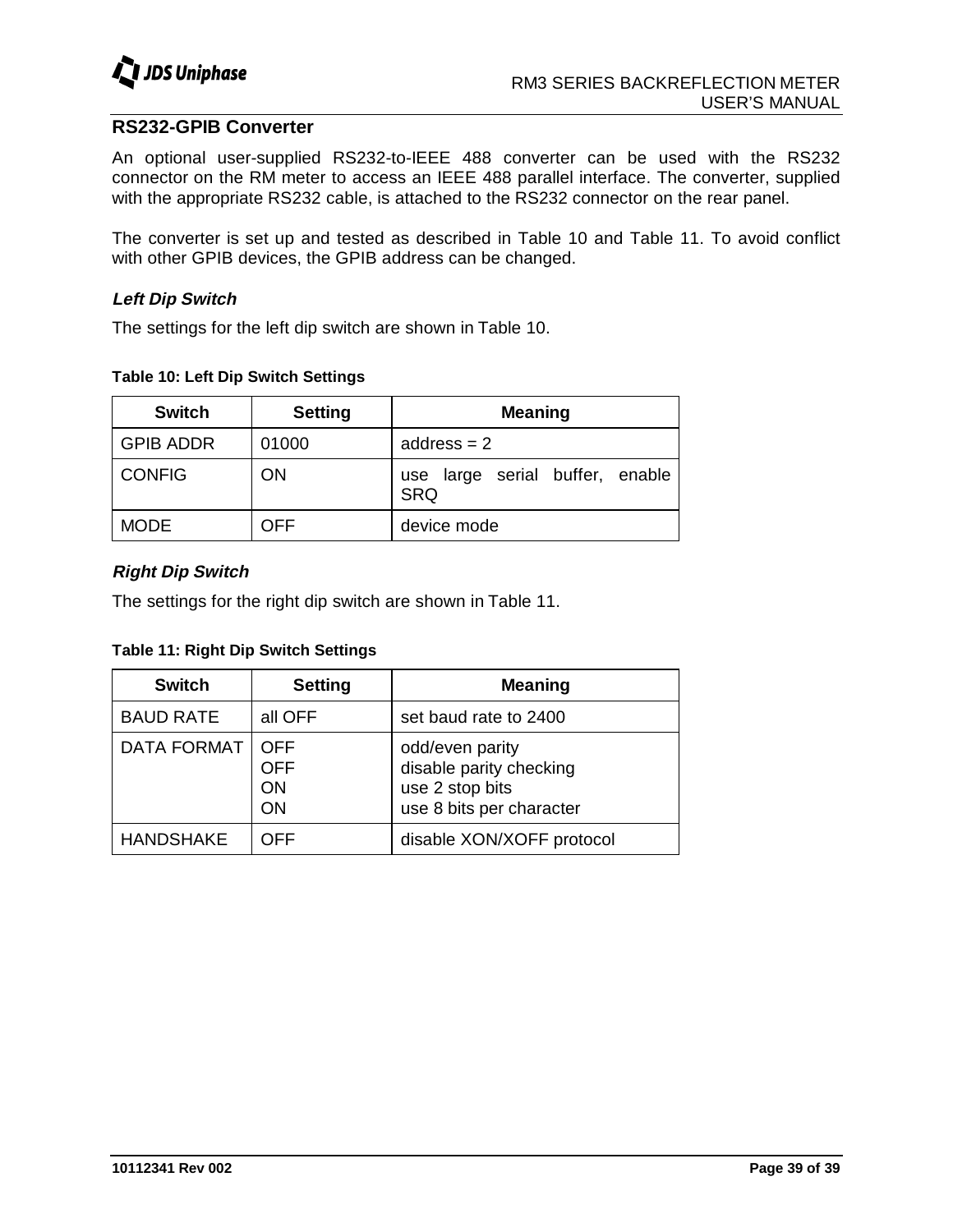## RS232-GPIB Converter

An optional user-supplied RS232-to-IEEE 488 converter can be used with the RS232 connector on the RM meter to access an IEEE 488 parallel interface. The converter, supplied with the appropriate RS232 cable, is attached to the RS232 connector on the rear panel.

The converter is set up and tested as described in Table 10 and Table 11. To avoid conflict with other GPIB devices, the GPIB address can be changed.

### *Left Dip Switch*

The settings for the left dip switch are shown in Table 10.

**Table 10: Left Dip Switch Settings**

| Switch | Setting | Meaning |
|---|---|---|
| GPIB ADDR | 01000 | address = 2 |
| CONFIG | ON | use large serial buffer, enable SRQ |
| MODE | OFF | device mode |

### *Right Dip Switch*

The settings for the right dip switch are shown in Table 11.

**Table 11: Right Dip Switch Settings**

| Switch | Setting | Meaning |
|---|---|---|
| BAUD RATE | all OFF | set baud rate to 2400 |
| DATA FORMAT | OFF<br>OFF<br>ON<br>ON | odd/even parity<br>disable parity checking<br>use 2 stop bits<br>use 8 bits per character |
| HANDSHAKE | OFF | disable XON/XOFF protocol |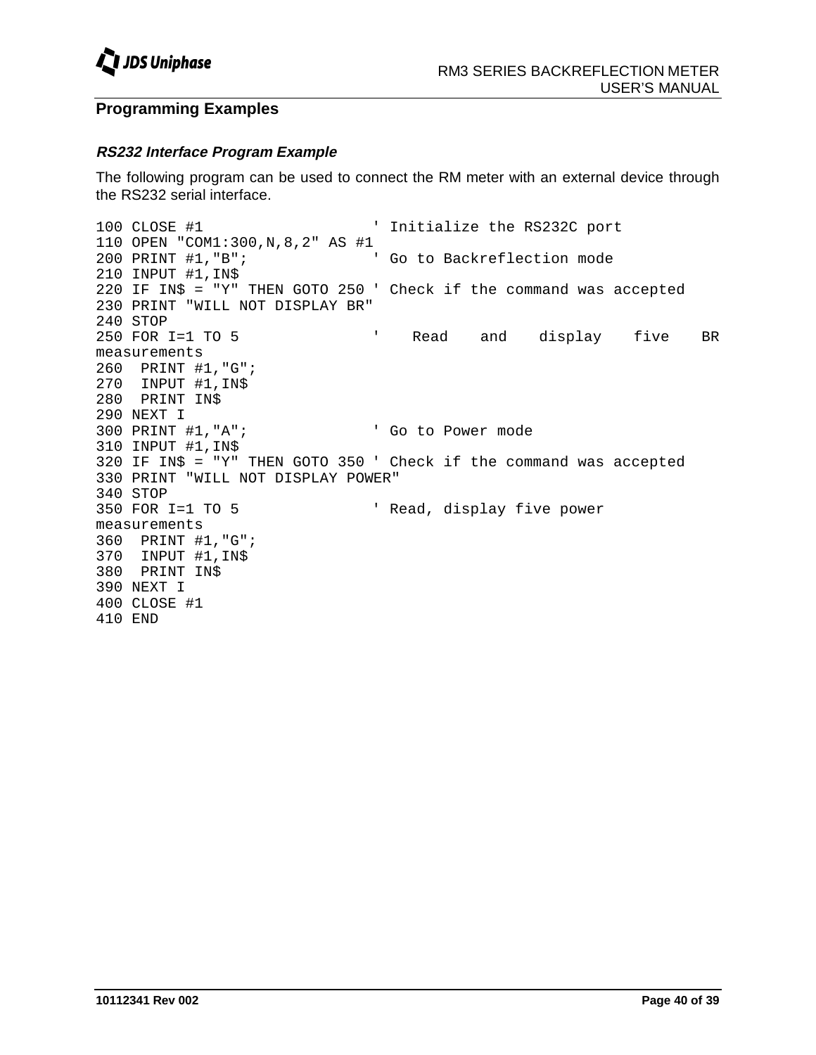## Programming Examples

### *RS232 Interface Program Example*

The following program can be used to connect the RM meter with an external device through the RS232 serial interface.

```
100 CLOSE #1                   ' Initialize the RS232C port
110 OPEN "COM1:300,N,8,2" AS #1
200 PRINT #1,"B";              ' Go to Backreflection mode
210 INPUT #1,IN$
220 IF IN$ = "Y" THEN GOTO 250 ' Check if the command was accepted
230 PRINT "WILL NOT DISPLAY BR"
240 STOP
250 FOR I=1 TO 5               '    Read    and    display    five    BR
measurements
260  PRINT #1,"G";
270  INPUT #1,IN$
280  PRINT IN$
290 NEXT I
300 PRINT #1,"A";              ' Go to Power mode
310 INPUT #1,IN$
320 IF IN$ = "Y" THEN GOTO 350 ' Check if the command was accepted
330 PRINT "WILL NOT DISPLAY POWER"
340 STOP
350 FOR I=1 TO 5               ' Read, display five power
measurements
360  PRINT #1,"G";
370  INPUT #1,IN$
380  PRINT IN$
390 NEXT I
400 CLOSE #1
410 END
```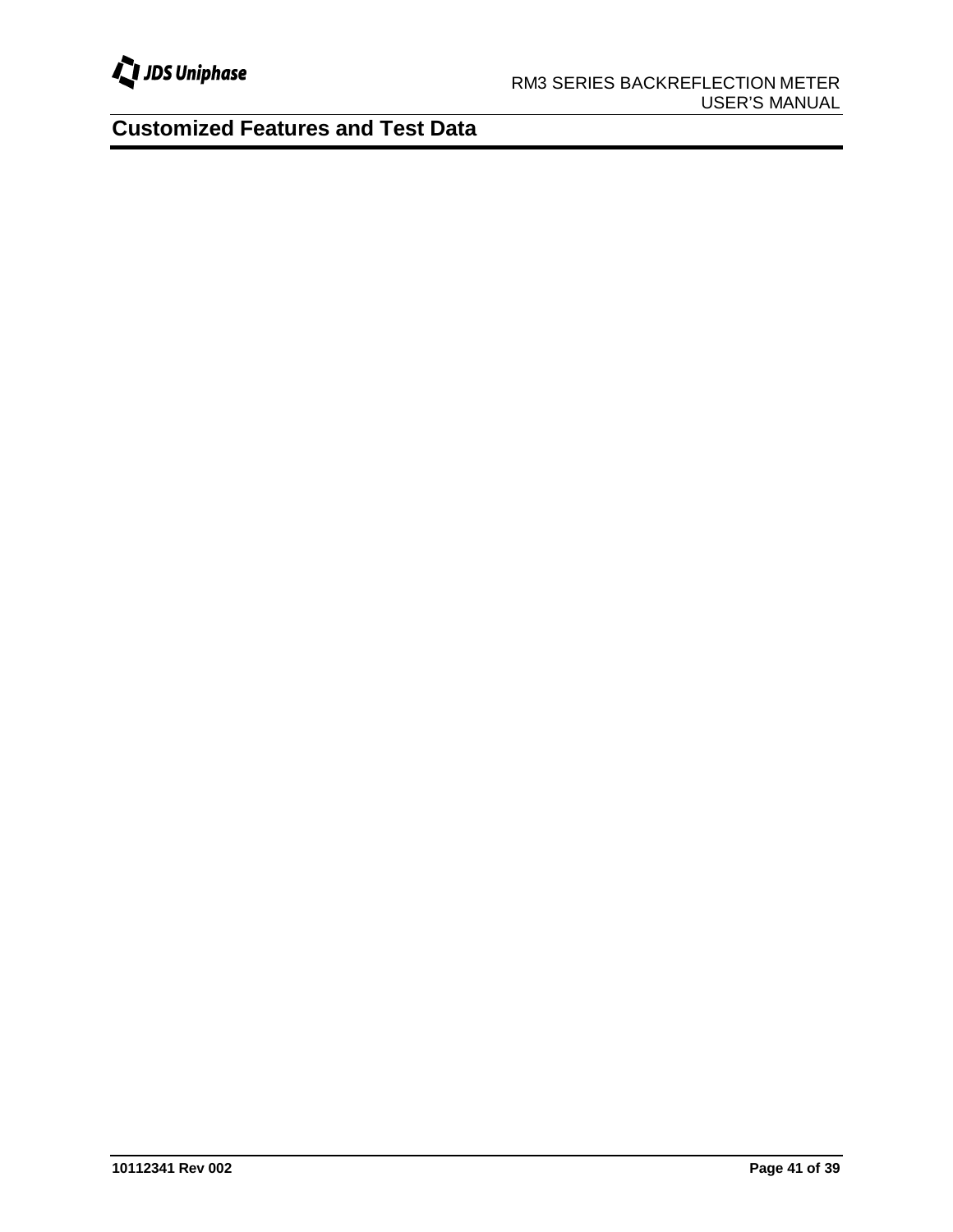# Customized Features and Test Data